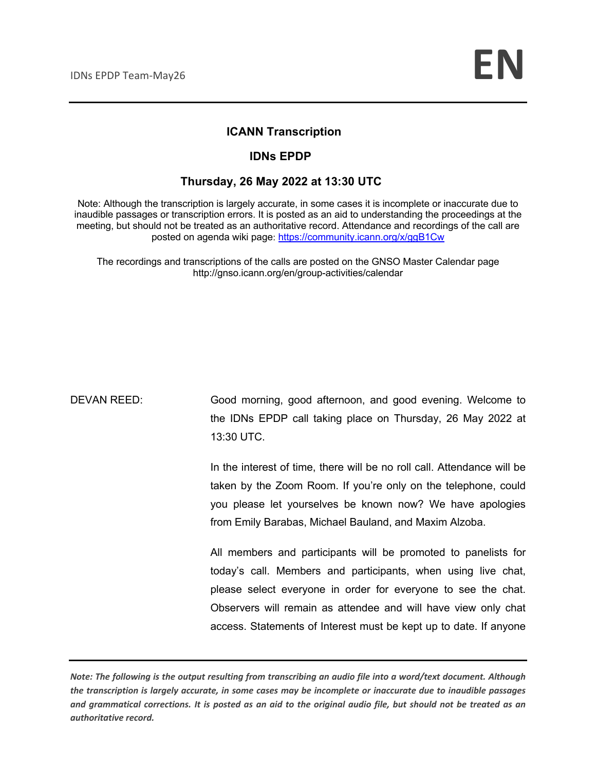# ICANN Transcription

## IDNs EPDP

### Thursday, 26 May 2022 at 13:30 UTC

Note: Although the transcription is largely accurate, in some cases it is incomplete or inaccurate due to inaudible passages or transcription errors. It is posted as an aid to understanding the proceedings at the meeting, but should not be treated as an authoritative record. Attendance and recordings of the call are posted on agenda wiki page: [https://community.icann.org/x/gqB1Cw](https://community.icann.org/x/gqB1Cw)

The recordings and transcriptions of the calls are posted on the GNSO Master Calendar page http://gnso.icann.org/en/group-activities/calendar

DEVAN REED: Good morning, good afternoon, and good evening. Welcome to the IDNs EPDP call taking place on Thursday, 26 May 2022 at 13:30 UTC.

In the interest of time, there will be no roll call. Attendance will be taken by the Zoom Room. If you're only on the telephone, could you please let yourselves be known now? We have apologies from Emily Barabas, Michael Bauland, and Maxim Alzoba.

All members and participants will be promoted to panelists for today's call. Members and participants, when using live chat, please select everyone in order for everyone to see the chat. Observers will remain as attendee and will have view only chat access. Statements of Interest must be kept up to date. If anyone

*Note: The following is the output resulting from transcribing an audio file into a word/text document. Although the transcription is largely accurate, in some cases may be incomplete or inaccurate due to inaudible passages and grammatical corrections. It is posted as an aid to the original audio file, but should not be treated as an authoritative record.*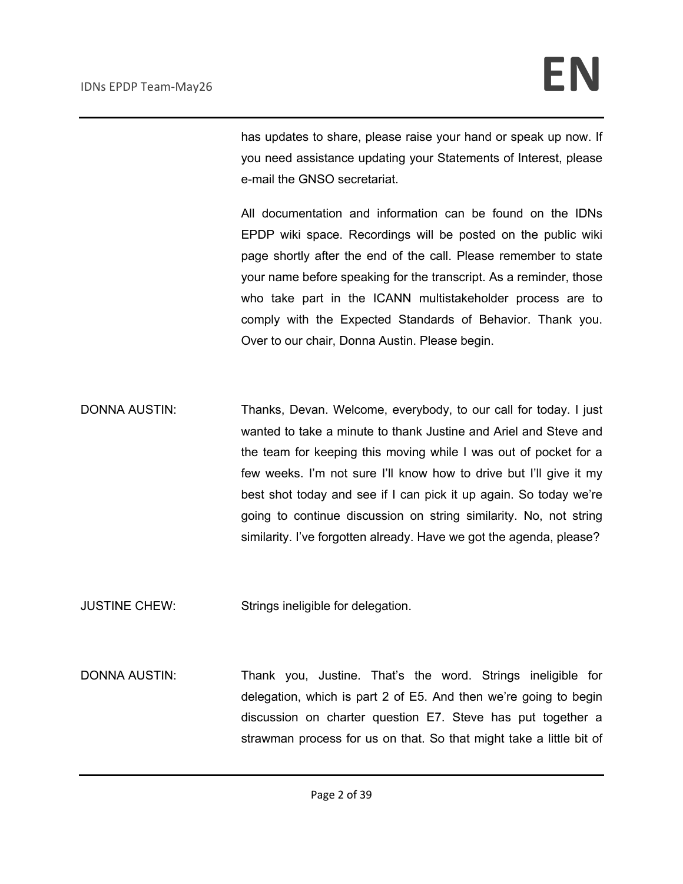has updates to share, please raise your hand or speak up now. If you need assistance updating your Statements of Interest, please e-mail the GNSO secretariat.

All documentation and information can be found on the IDNs EPDP wiki space. Recordings will be posted on the public wiki page shortly after the end of the call. Please remember to state your name before speaking for the transcript. As a reminder, those who take part in the ICANN multistakeholder process are to comply with the Expected Standards of Behavior. Thank you. Over to our chair, Donna Austin. Please begin.

DONNA AUSTIN: Thanks, Devan. Welcome, everybody, to our call for today. I just wanted to take a minute to thank Justine and Ariel and Steve and the team for keeping this moving while I was out of pocket for a few weeks. I'm not sure I'll know how to drive but I'll give it my best shot today and see if I can pick it up again. So today we're going to continue discussion on string similarity. No, not string similarity. I've forgotten already. Have we got the agenda, please?

JUSTINE CHEW: Strings ineligible for delegation.

DONNA AUSTIN: Thank you, Justine. That's the word. Strings ineligible for delegation, which is part 2 of E5. And then we're going to begin discussion on charter question E7. Steve has put together a strawman process for us on that. So that might take a little bit of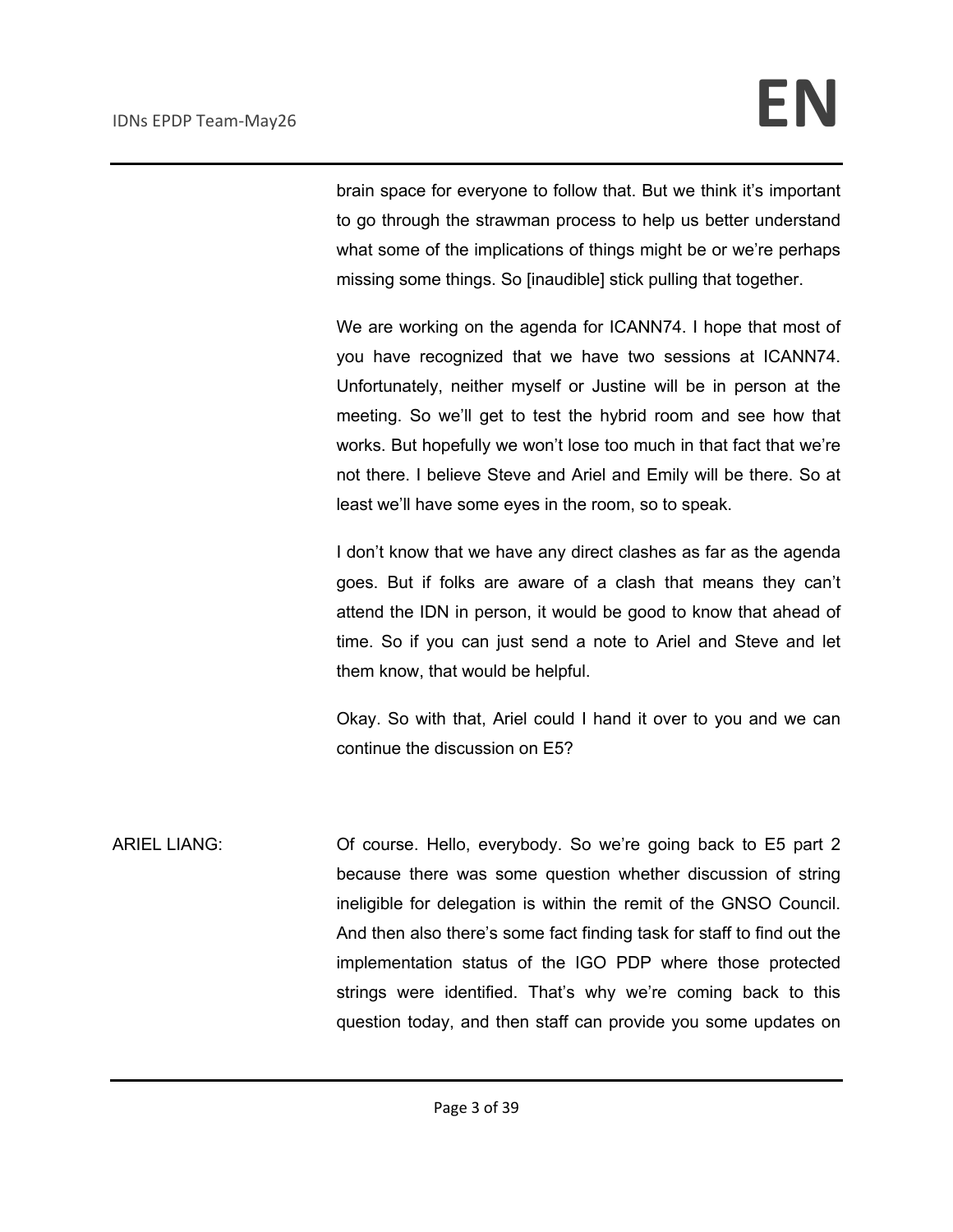brain space for everyone to follow that. But we think it's important to go through the strawman process to help us better understand what some of the implications of things might be or we're perhaps missing some things. So [inaudible] stick pulling that together.

We are working on the agenda for ICANN74. I hope that most of you have recognized that we have two sessions at ICANN74. Unfortunately, neither myself or Justine will be in person at the meeting. So we'll get to test the hybrid room and see how that works. But hopefully we won't lose too much in that fact that we're not there. I believe Steve and Ariel and Emily will be there. So at least we'll have some eyes in the room, so to speak.

I don't know that we have any direct clashes as far as the agenda goes. But if folks are aware of a clash that means they can't attend the IDN in person, it would be good to know that ahead of time. So if you can just send a note to Ariel and Steve and let them know, that would be helpful.

Okay. So with that, Ariel could I hand it over to you and we can continue the discussion on E5?

ARIEL LIANG: Of course. Hello, everybody. So we're going back to E5 part 2 because there was some question whether discussion of string ineligible for delegation is within the remit of the GNSO Council. And then also there's some fact finding task for staff to find out the implementation status of the IGO PDP where those protected strings were identified. That's why we're coming back to this question today, and then staff can provide you some updates on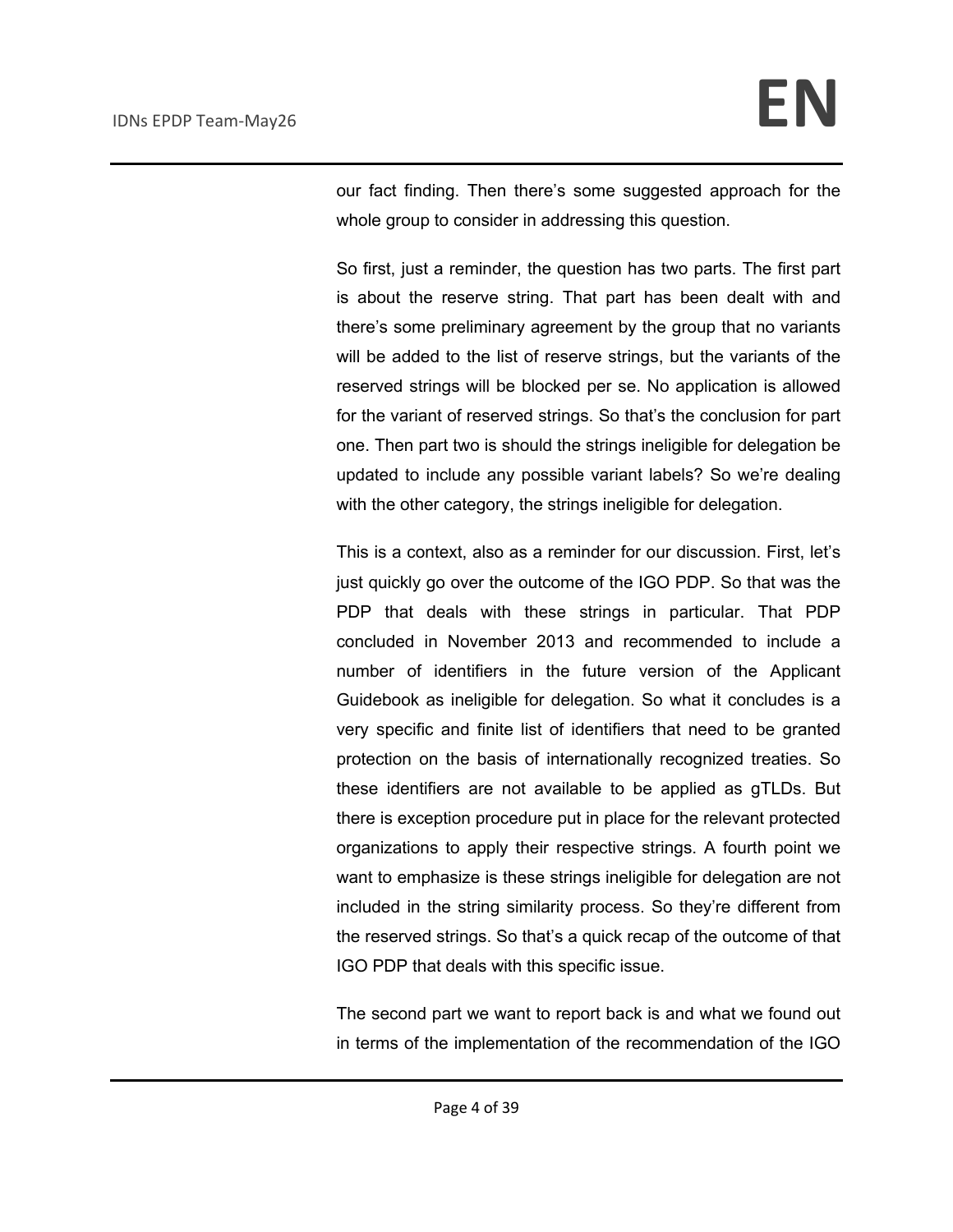our fact finding. Then there's some suggested approach for the whole group to consider in addressing this question.

So first, just a reminder, the question has two parts. The first part is about the reserve string. That part has been dealt with and there's some preliminary agreement by the group that no variants will be added to the list of reserve strings, but the variants of the reserved strings will be blocked per se. No application is allowed for the variant of reserved strings. So that's the conclusion for part one. Then part two is should the strings ineligible for delegation be updated to include any possible variant labels? So we're dealing with the other category, the strings ineligible for delegation.

This is a context, also as a reminder for our discussion. First, let's just quickly go over the outcome of the IGO PDP. So that was the PDP that deals with these strings in particular. That PDP concluded in November 2013 and recommended to include a number of identifiers in the future version of the Applicant Guidebook as ineligible for delegation. So what it concludes is a very specific and finite list of identifiers that need to be granted protection on the basis of internationally recognized treaties. So these identifiers are not available to be applied as gTLDs. But there is exception procedure put in place for the relevant protected organizations to apply their respective strings. A fourth point we want to emphasize is these strings ineligible for delegation are not included in the string similarity process. So they're different from the reserved strings. So that's a quick recap of the outcome of that IGO PDP that deals with this specific issue.

The second part we want to report back is and what we found out in terms of the implementation of the recommendation of the IGO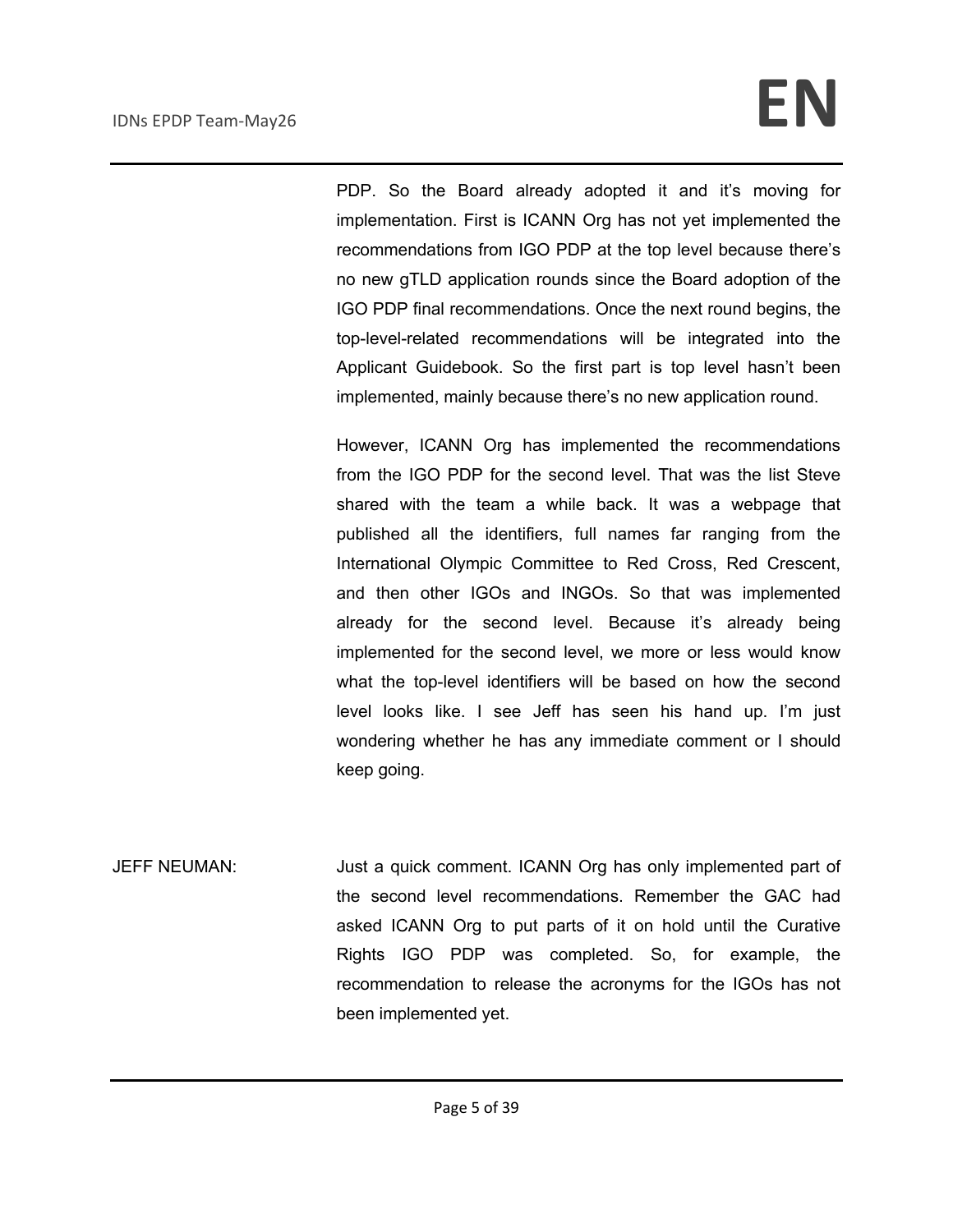PDP. So the Board already adopted it and it's moving for implementation. First is ICANN Org has not yet implemented the recommendations from IGO PDP at the top level because there's no new gTLD application rounds since the Board adoption of the IGO PDP final recommendations. Once the next round begins, the top-level-related recommendations will be integrated into the Applicant Guidebook. So the first part is top level hasn't been implemented, mainly because there's no new application round.

However, ICANN Org has implemented the recommendations from the IGO PDP for the second level. That was the list Steve shared with the team a while back. It was a webpage that published all the identifiers, full names far ranging from the International Olympic Committee to Red Cross, Red Crescent, and then other IGOs and INGOs. So that was implemented already for the second level. Because it's already being implemented for the second level, we more or less would know what the top-level identifiers will be based on how the second level looks like. I see Jeff has seen his hand up. I'm just wondering whether he has any immediate comment or I should keep going.

JEFF NEUMAN: Just a quick comment. ICANN Org has only implemented part of the second level recommendations. Remember the GAC had asked ICANN Org to put parts of it on hold until the Curative Rights IGO PDP was completed. So, for example, the recommendation to release the acronyms for the IGOs has not been implemented yet.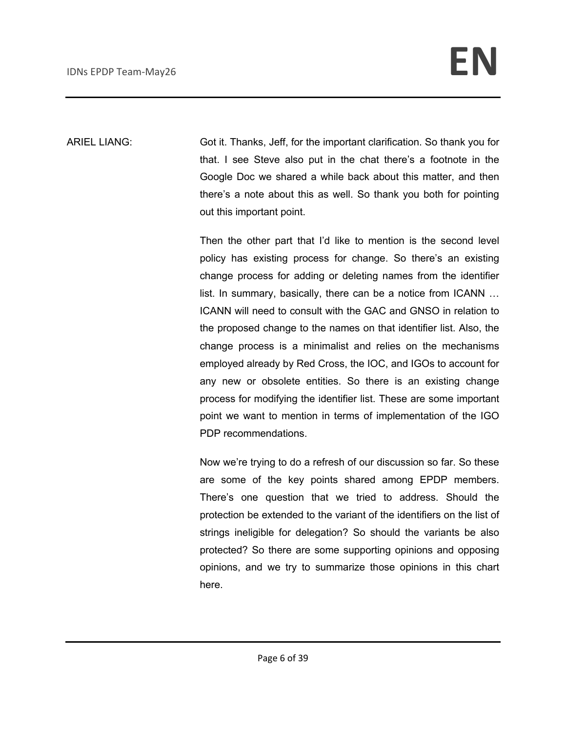ARIEL LIANG: Got it. Thanks, Jeff, for the important clarification. So thank you for that. I see Steve also put in the chat there's a footnote in the Google Doc we shared a while back about this matter, and then there's a note about this as well. So thank you both for pointing out this important point.

Then the other part that I'd like to mention is the second level policy has existing process for change. So there's an existing change process for adding or deleting names from the identifier list. In summary, basically, there can be a notice from ICANN … ICANN will need to consult with the GAC and GNSO in relation to the proposed change to the names on that identifier list. Also, the change process is a minimalist and relies on the mechanisms employed already by Red Cross, the IOC, and IGOs to account for any new or obsolete entities. So there is an existing change process for modifying the identifier list. These are some important point we want to mention in terms of implementation of the IGO PDP recommendations.

Now we're trying to do a refresh of our discussion so far. So these are some of the key points shared among EPDP members. There's one question that we tried to address. Should the protection be extended to the variant of the identifiers on the list of strings ineligible for delegation? So should the variants be also protected? So there are some supporting opinions and opposing opinions, and we try to summarize those opinions in this chart here.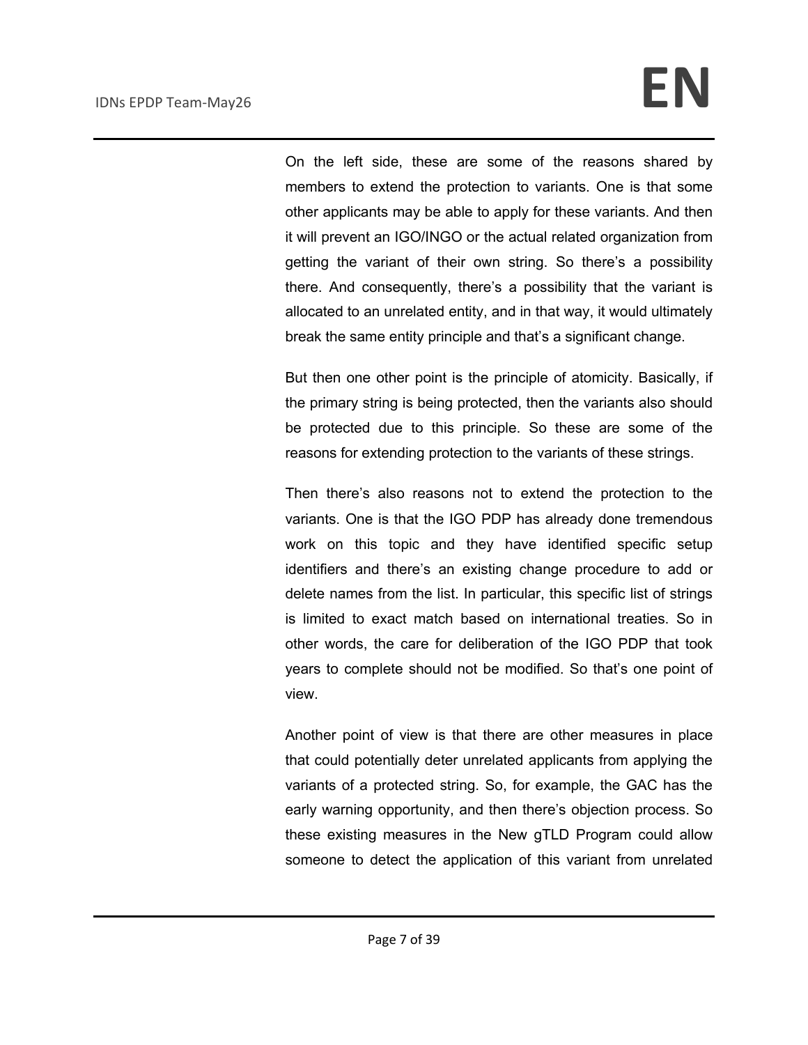On the left side, these are some of the reasons shared by members to extend the protection to variants. One is that some other applicants may be able to apply for these variants. And then it will prevent an IGO/INGO or the actual related organization from getting the variant of their own string. So there's a possibility there. And consequently, there's a possibility that the variant is allocated to an unrelated entity, and in that way, it would ultimately break the same entity principle and that's a significant change.

But then one other point is the principle of atomicity. Basically, if the primary string is being protected, then the variants also should be protected due to this principle. So these are some of the reasons for extending protection to the variants of these strings.

Then there's also reasons not to extend the protection to the variants. One is that the IGO PDP has already done tremendous work on this topic and they have identified specific setup identifiers and there's an existing change procedure to add or delete names from the list. In particular, this specific list of strings is limited to exact match based on international treaties. So in other words, the care for deliberation of the IGO PDP that took years to complete should not be modified. So that's one point of view.

Another point of view is that there are other measures in place that could potentially deter unrelated applicants from applying the variants of a protected string. So, for example, the GAC has the early warning opportunity, and then there's objection process. So these existing measures in the New gTLD Program could allow someone to detect the application of this variant from unrelated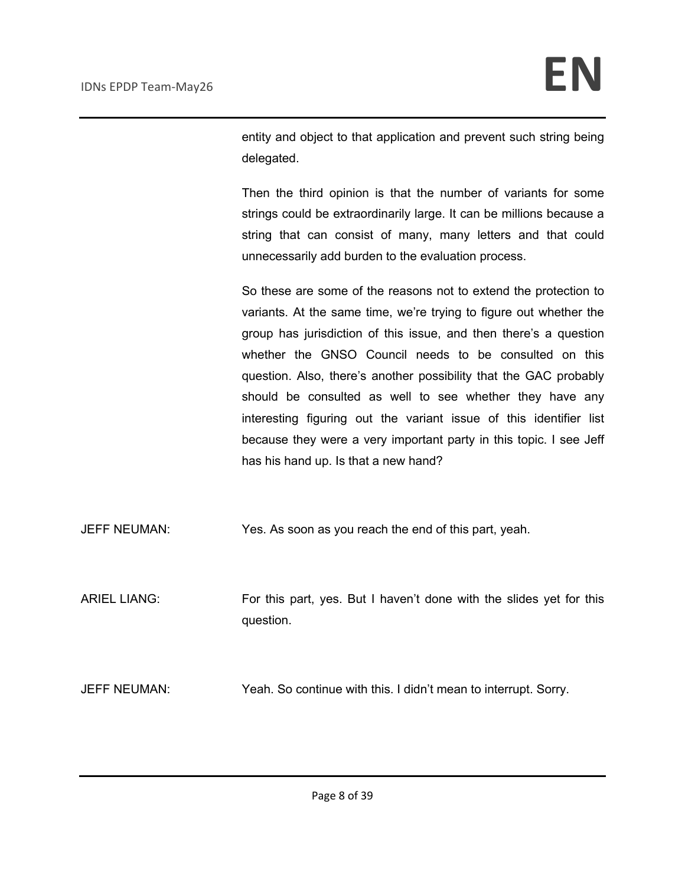entity and object to that application and prevent such string being delegated.

Then the third opinion is that the number of variants for some strings could be extraordinarily large. It can be millions because a string that can consist of many, many letters and that could unnecessarily add burden to the evaluation process.

So these are some of the reasons not to extend the protection to variants. At the same time, we're trying to figure out whether the group has jurisdiction of this issue, and then there's a question whether the GNSO Council needs to be consulted on this question. Also, there's another possibility that the GAC probably should be consulted as well to see whether they have any interesting figuring out the variant issue of this identifier list because they were a very important party in this topic. I see Jeff has his hand up. Is that a new hand?

JEFF NEUMAN: Yes. As soon as you reach the end of this part, yeah.

ARIEL LIANG: For this part, yes. But I haven't done with the slides yet for this question.

JEFF NEUMAN: Yeah. So continue with this. I didn't mean to interrupt. Sorry.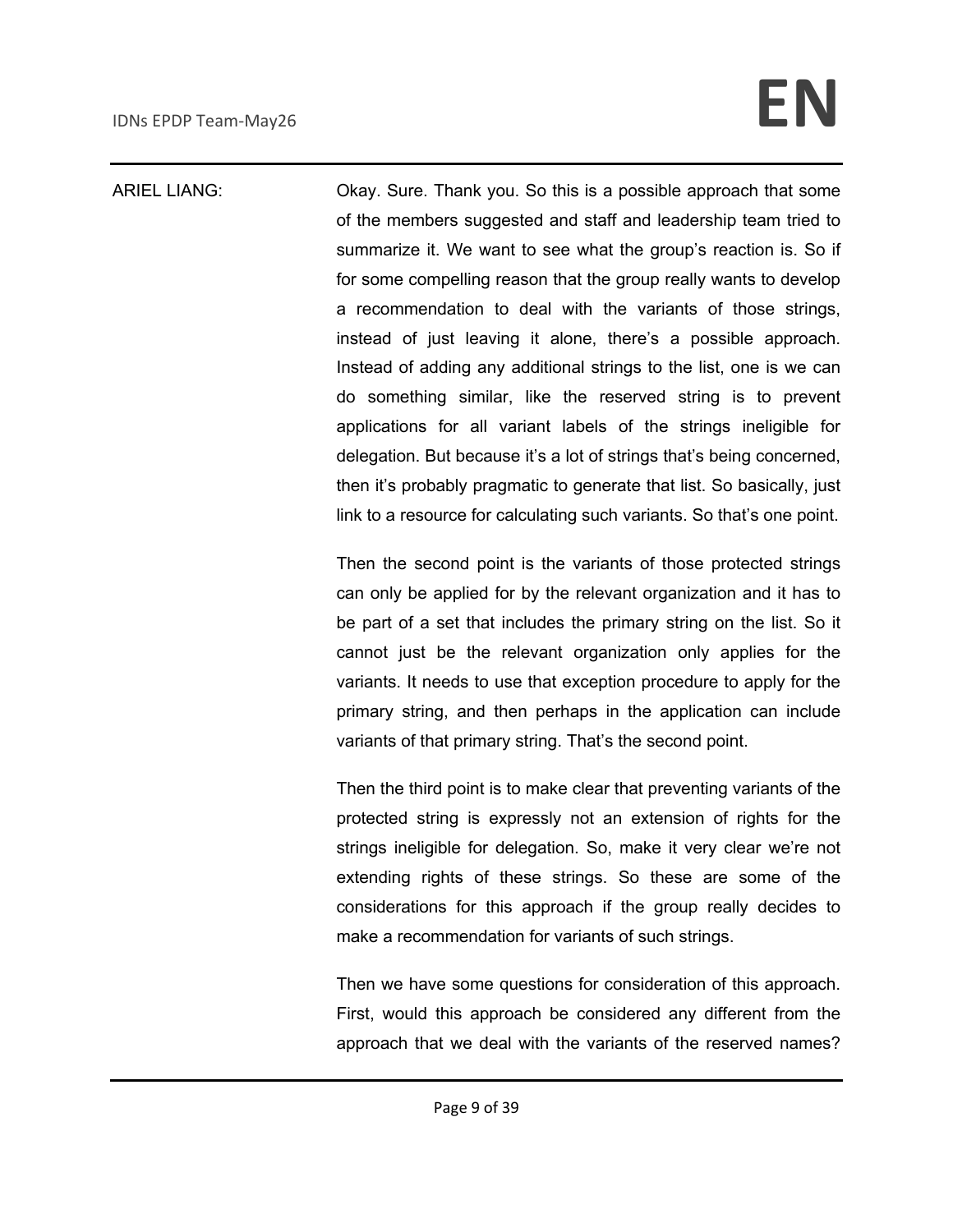ARIEL LIANG: Okay. Sure. Thank you. So this is a possible approach that some of the members suggested and staff and leadership team tried to summarize it. We want to see what the group's reaction is. So if for some compelling reason that the group really wants to develop a recommendation to deal with the variants of those strings, instead of just leaving it alone, there's a possible approach. Instead of adding any additional strings to the list, one is we can do something similar, like the reserved string is to prevent applications for all variant labels of the strings ineligible for delegation. But because it's a lot of strings that's being concerned, then it's probably pragmatic to generate that list. So basically, just link to a resource for calculating such variants. So that's one point.

Then the second point is the variants of those protected strings can only be applied for by the relevant organization and it has to be part of a set that includes the primary string on the list. So it cannot just be the relevant organization only applies for the variants. It needs to use that exception procedure to apply for the primary string, and then perhaps in the application can include variants of that primary string. That's the second point.

Then the third point is to make clear that preventing variants of the protected string is expressly not an extension of rights for the strings ineligible for delegation. So, make it very clear we're not extending rights of these strings. So these are some of the considerations for this approach if the group really decides to make a recommendation for variants of such strings.

Then we have some questions for consideration of this approach. First, would this approach be considered any different from the approach that we deal with the variants of the reserved names?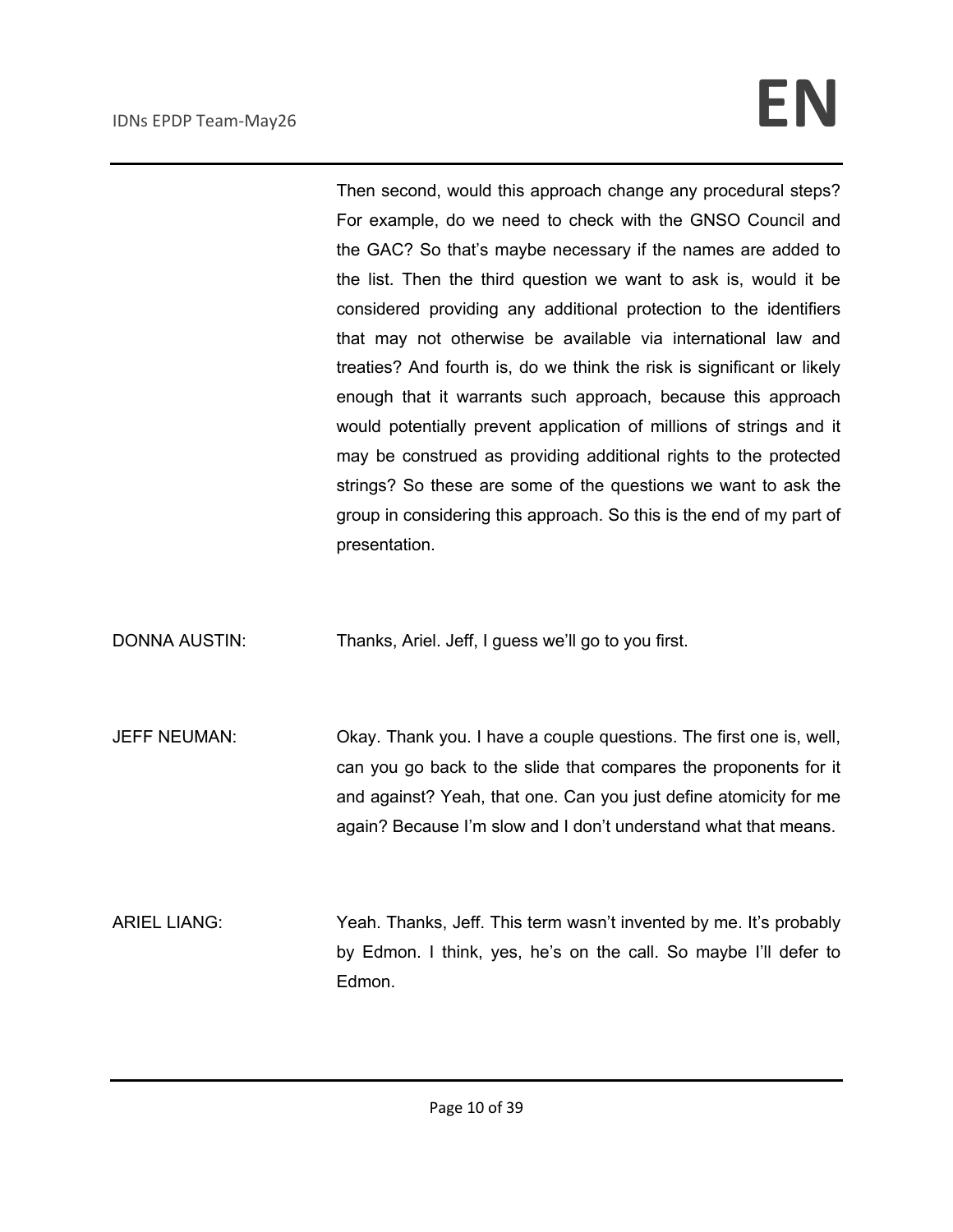Then second, would this approach change any procedural steps? For example, do we need to check with the GNSO Council and the GAC? So that's maybe necessary if the names are added to the list. Then the third question we want to ask is, would it be considered providing any additional protection to the identifiers that may not otherwise be available via international law and treaties? And fourth is, do we think the risk is significant or likely enough that it warrants such approach, because this approach would potentially prevent application of millions of strings and it may be construed as providing additional rights to the protected strings? So these are some of the questions we want to ask the group in considering this approach. So this is the end of my part of presentation.

**DONNA AUSTIN:** Thanks, Ariel. Jeff, I guess we'll go to you first.

**JEFF NEUMAN:** Okay. Thank you. I have a couple questions. The first one is, well, can you go back to the slide that compares the proponents for it and against? Yeah, that one. Can you just define atomicity for me again? Because I'm slow and I don't understand what that means.

**ARIEL LIANG:** Yeah. Thanks, Jeff. This term wasn't invented by me. It's probably by Edmon. I think, yes, he's on the call. So maybe I'll defer to Edmon.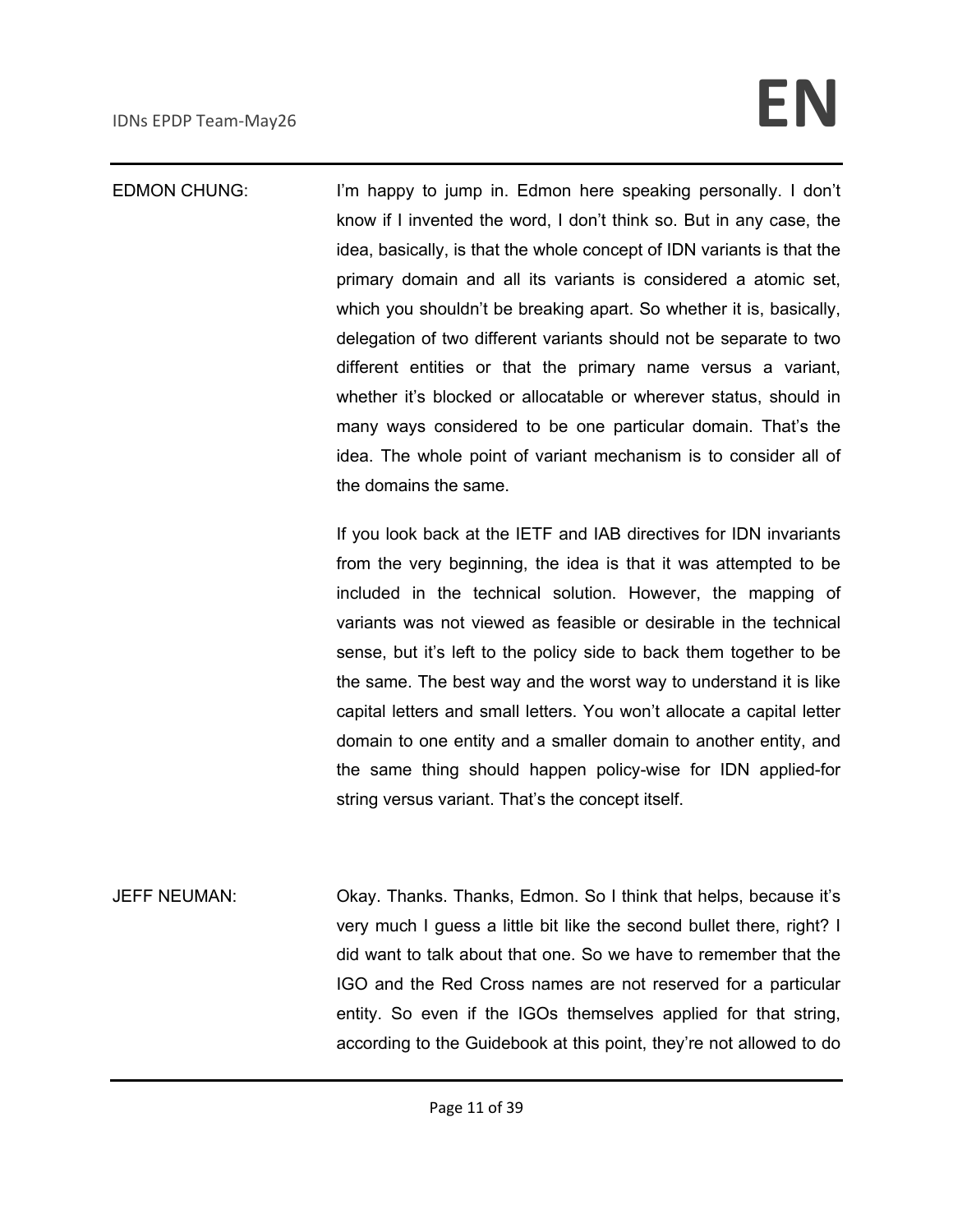EDMON CHUNG: I'm happy to jump in. Edmon here speaking personally. I don't know if I invented the word, I don't think so. But in any case, the idea, basically, is that the whole concept of IDN variants is that the primary domain and all its variants is considered a atomic set, which you shouldn't be breaking apart. So whether it is, basically, delegation of two different variants should not be separate to two different entities or that the primary name versus a variant, whether it's blocked or allocatable or wherever status, should in many ways considered to be one particular domain. That's the idea. The whole point of variant mechanism is to consider all of the domains the same.

If you look back at the IETF and IAB directives for IDN invariants from the very beginning, the idea is that it was attempted to be included in the technical solution. However, the mapping of variants was not viewed as feasible or desirable in the technical sense, but it's left to the policy side to back them together to be the same. The best way and the worst way to understand it is like capital letters and small letters. You won't allocate a capital letter domain to one entity and a smaller domain to another entity, and the same thing should happen policy-wise for IDN applied-for string versus variant. That's the concept itself.

JEFF NEUMAN: Okay. Thanks. Thanks, Edmon. So I think that helps, because it's very much I guess a little bit like the second bullet there, right? I did want to talk about that one. So we have to remember that the IGO and the Red Cross names are not reserved for a particular entity. So even if the IGOs themselves applied for that string, according to the Guidebook at this point, they're not allowed to do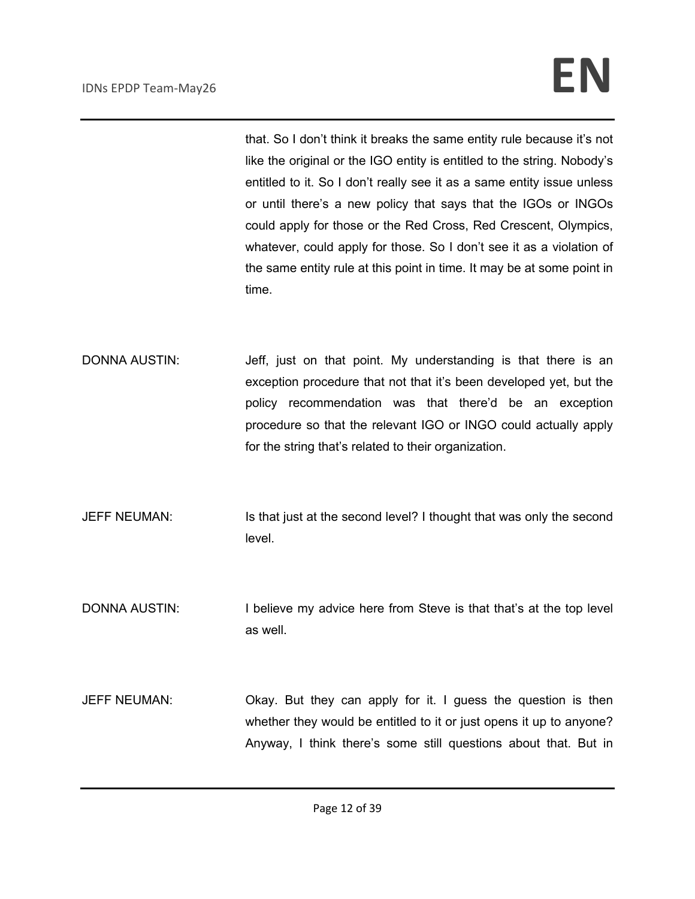that. So I don't think it breaks the same entity rule because it's not like the original or the IGO entity is entitled to the string. Nobody's entitled to it. So I don't really see it as a same entity issue unless or until there's a new policy that says that the IGOs or INGOs could apply for those or the Red Cross, Red Crescent, Olympics, whatever, could apply for those. So I don't see it as a violation of the same entity rule at this point in time. It may be at some point in time.

DONNA AUSTIN: Jeff, just on that point. My understanding is that there is an exception procedure that not that it's been developed yet, but the policy recommendation was that there'd be an exception procedure so that the relevant IGO or INGO could actually apply for the string that's related to their organization.

JEFF NEUMAN: Is that just at the second level? I thought that was only the second level.

DONNA AUSTIN: I believe my advice here from Steve is that that's at the top level as well.

JEFF NEUMAN: Okay. But they can apply for it. I guess the question is then whether they would be entitled to it or just opens it up to anyone? Anyway, I think there's some still questions about that. But in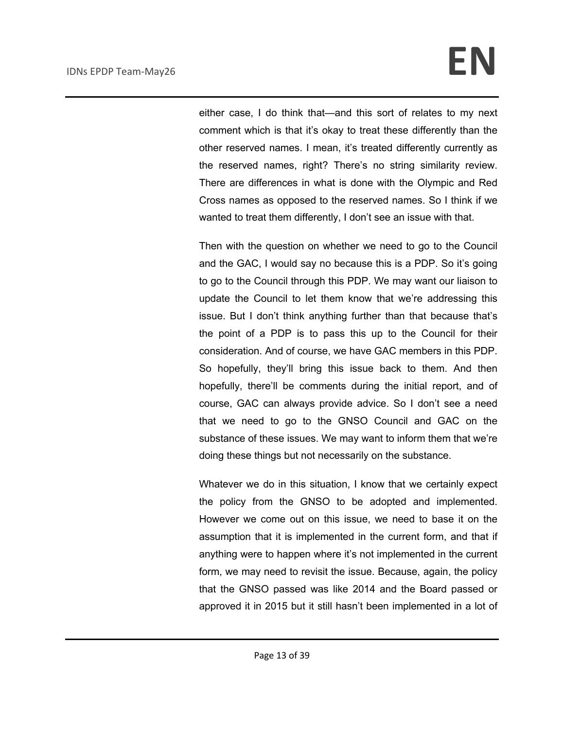either case, I do think that—and this sort of relates to my next comment which is that it's okay to treat these differently than the other reserved names. I mean, it's treated differently currently as the reserved names, right? There's no string similarity review. There are differences in what is done with the Olympic and Red Cross names as opposed to the reserved names. So I think if we wanted to treat them differently, I don't see an issue with that.

Then with the question on whether we need to go to the Council and the GAC, I would say no because this is a PDP. So it's going to go to the Council through this PDP. We may want our liaison to update the Council to let them know that we're addressing this issue. But I don't think anything further than that because that's the point of a PDP is to pass this up to the Council for their consideration. And of course, we have GAC members in this PDP. So hopefully, they'll bring this issue back to them. And then hopefully, there'll be comments during the initial report, and of course, GAC can always provide advice. So I don't see a need that we need to go to the GNSO Council and GAC on the substance of these issues. We may want to inform them that we're doing these things but not necessarily on the substance.

Whatever we do in this situation, I know that we certainly expect the policy from the GNSO to be adopted and implemented. However we come out on this issue, we need to base it on the assumption that it is implemented in the current form, and that if anything were to happen where it's not implemented in the current form, we may need to revisit the issue. Because, again, the policy that the GNSO passed was like 2014 and the Board passed or approved it in 2015 but it still hasn't been implemented in a lot of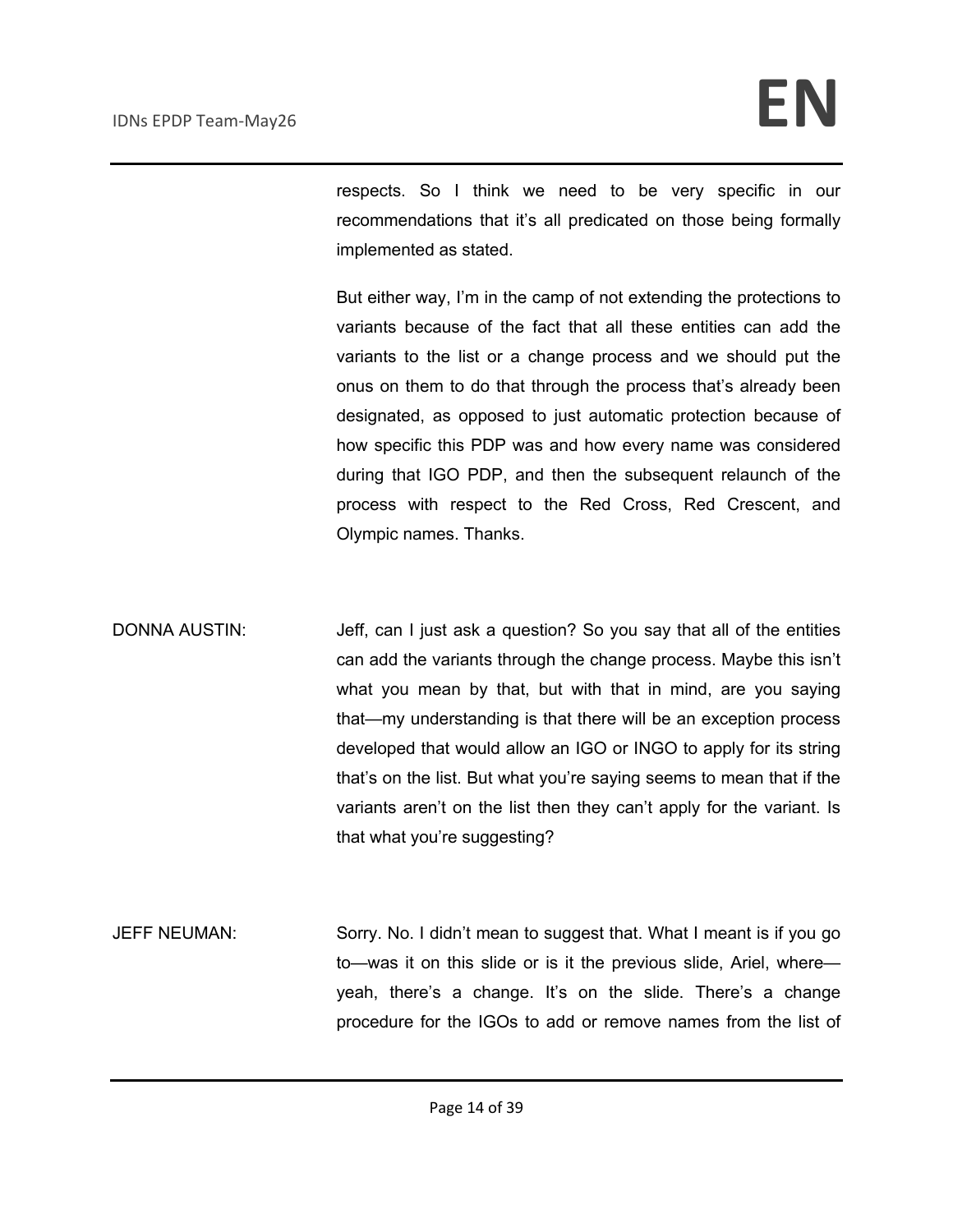respects. So I think we need to be very specific in our recommendations that it's all predicated on those being formally implemented as stated.

But either way, I'm in the camp of not extending the protections to variants because of the fact that all these entities can add the variants to the list or a change process and we should put the onus on them to do that through the process that's already been designated, as opposed to just automatic protection because of how specific this PDP was and how every name was considered during that IGO PDP, and then the subsequent relaunch of the process with respect to the Red Cross, Red Crescent, and Olympic names. Thanks.

DONNA AUSTIN: Jeff, can I just ask a question? So you say that all of the entities can add the variants through the change process. Maybe this isn't what you mean by that, but with that in mind, are you saying that—my understanding is that there will be an exception process developed that would allow an IGO or INGO to apply for its string that's on the list. But what you're saying seems to mean that if the variants aren't on the list then they can't apply for the variant. Is that what you're suggesting?

JEFF NEUMAN: Sorry. No. I didn't mean to suggest that. What I meant is if you go to—was it on this slide or is it the previous slide, Ariel, where—yeah, there's a change. It's on the slide. There's a change procedure for the IGOs to add or remove names from the list of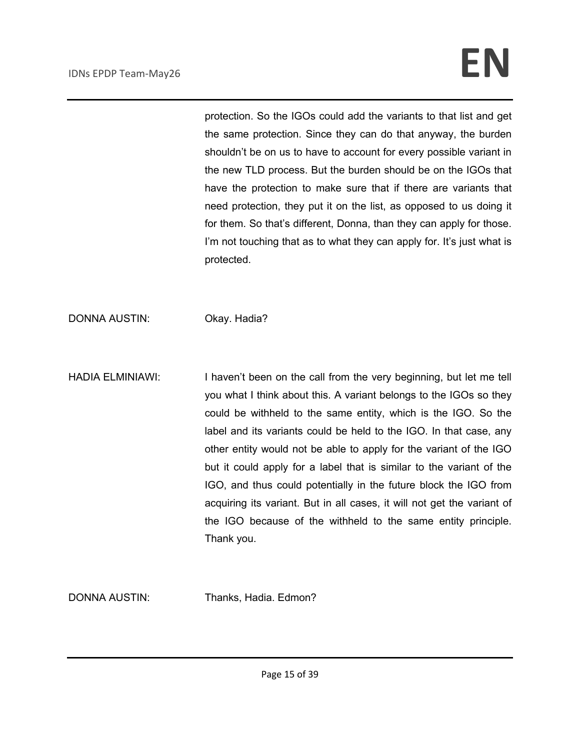protection. So the IGOs could add the variants to that list and get the same protection. Since they can do that anyway, the burden shouldn't be on us to have to account for every possible variant in the new TLD process. But the burden should be on the IGOs that have the protection to make sure that if there are variants that need protection, they put it on the list, as opposed to us doing it for them. So that's different, Donna, than they can apply for those. I'm not touching that as to what they can apply for. It's just what is protected.

DONNA AUSTIN: Okay. Hadia?

HADIA ELMINIAWI: I haven't been on the call from the very beginning, but let me tell you what I think about this. A variant belongs to the IGOs so they could be withheld to the same entity, which is the IGO. So the label and its variants could be held to the IGO. In that case, any other entity would not be able to apply for the variant of the IGO but it could apply for a label that is similar to the variant of the IGO, and thus could potentially in the future block the IGO from acquiring its variant. But in all cases, it will not get the variant of the IGO because of the withheld to the same entity principle. Thank you.

DONNA AUSTIN: Thanks, Hadia. Edmon?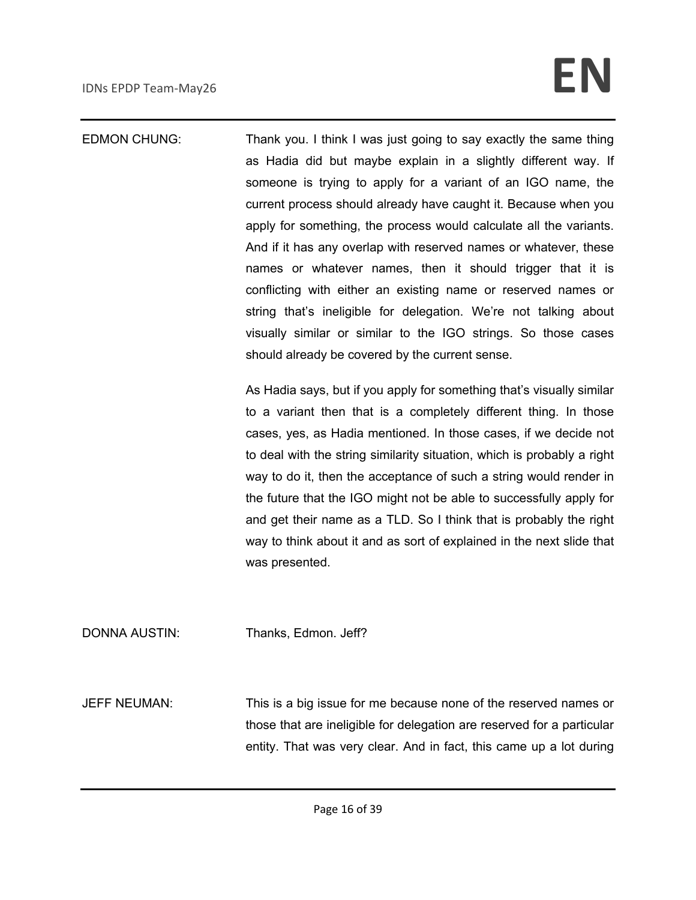EDMON CHUNG: Thank you. I think I was just going to say exactly the same thing as Hadia did but maybe explain in a slightly different way. If someone is trying to apply for a variant of an IGO name, the current process should already have caught it. Because when you apply for something, the process would calculate all the variants. And if it has any overlap with reserved names or whatever, these names or whatever names, then it should trigger that it is conflicting with either an existing name or reserved names or string that's ineligible for delegation. We're not talking about visually similar or similar to the IGO strings. So those cases should already be covered by the current sense.

As Hadia says, but if you apply for something that's visually similar to a variant then that is a completely different thing. In those cases, yes, as Hadia mentioned. In those cases, if we decide not to deal with the string similarity situation, which is probably a right way to do it, then the acceptance of such a string would render in the future that the IGO might not be able to successfully apply for and get their name as a TLD. So I think that is probably the right way to think about it and as sort of explained in the next slide that was presented.

DONNA AUSTIN: Thanks, Edmon. Jeff?

JEFF NEUMAN: This is a big issue for me because none of the reserved names or those that are ineligible for delegation are reserved for a particular entity. That was very clear. And in fact, this came up a lot during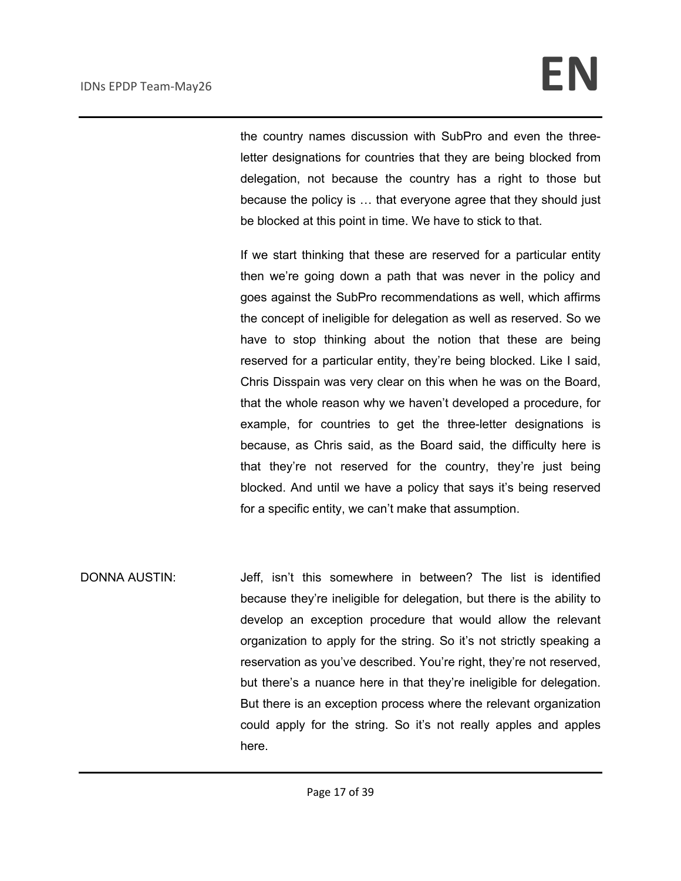the country names discussion with SubPro and even the three-letter designations for countries that they are being blocked from delegation, not because the country has a right to those but because the policy is … that everyone agree that they should just be blocked at this point in time. We have to stick to that.

If we start thinking that these are reserved for a particular entity then we're going down a path that was never in the policy and goes against the SubPro recommendations as well, which affirms the concept of ineligible for delegation as well as reserved. So we have to stop thinking about the notion that these are being reserved for a particular entity, they're being blocked. Like I said, Chris Disspain was very clear on this when he was on the Board, that the whole reason why we haven't developed a procedure, for example, for countries to get the three-letter designations is because, as Chris said, as the Board said, the difficulty here is that they're not reserved for the country, they're just being blocked. And until we have a policy that says it's being reserved for a specific entity, we can't make that assumption.

DONNA AUSTIN: Jeff, isn't this somewhere in between? The list is identified because they're ineligible for delegation, but there is the ability to develop an exception procedure that would allow the relevant organization to apply for the string. So it's not strictly speaking a reservation as you've described. You're right, they're not reserved, but there's a nuance here in that they're ineligible for delegation. But there is an exception process where the relevant organization could apply for the string. So it's not really apples and apples here.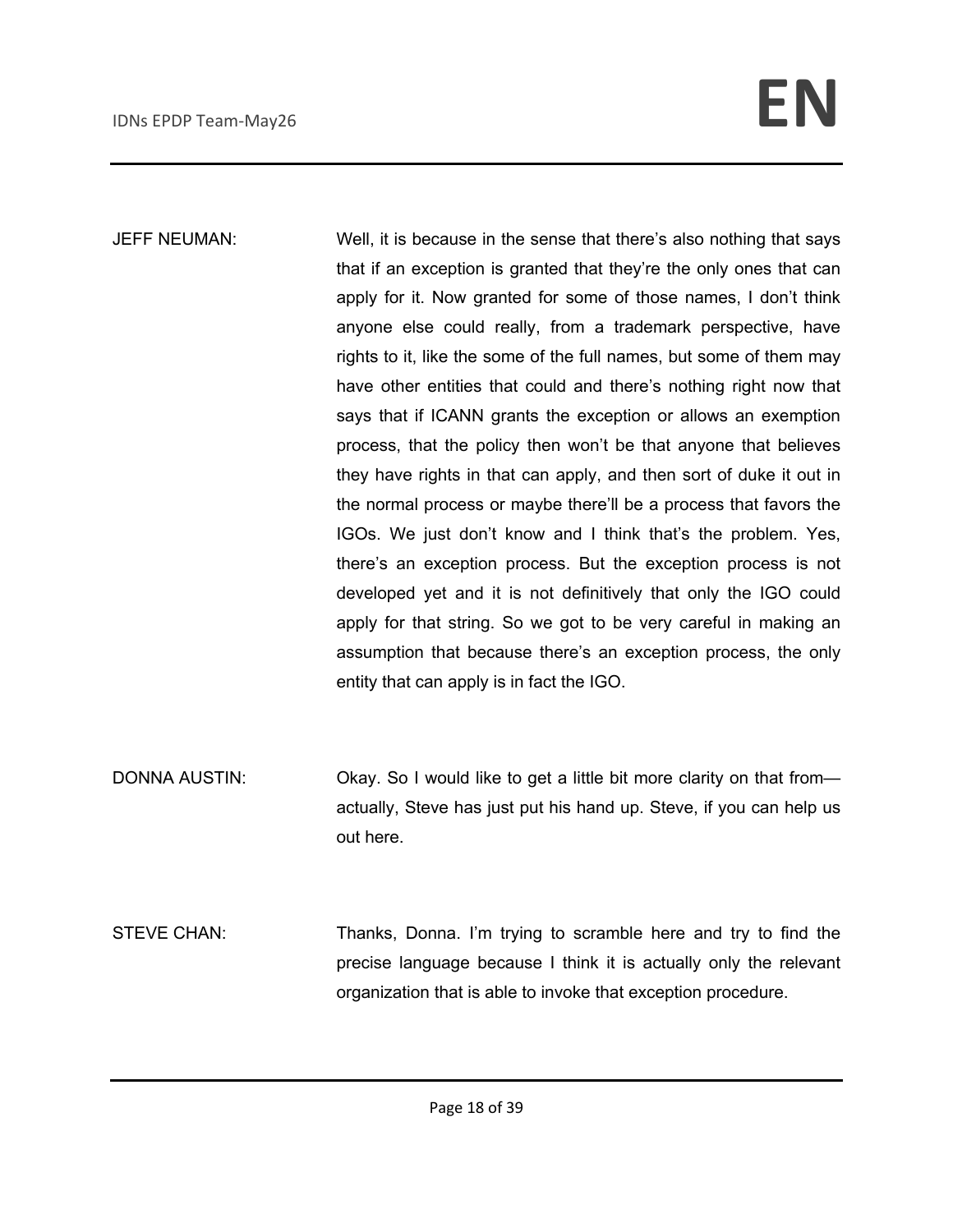JEFF NEUMAN: Well, it is because in the sense that there's also nothing that says that if an exception is granted that they're the only ones that can apply for it. Now granted for some of those names, I don't think anyone else could really, from a trademark perspective, have rights to it, like the some of the full names, but some of them may have other entities that could and there's nothing right now that says that if ICANN grants the exception or allows an exemption process, that the policy then won't be that anyone that believes they have rights in that can apply, and then sort of duke it out in the normal process or maybe there'll be a process that favors the IGOs. We just don't know and I think that's the problem. Yes, there's an exception process. But the exception process is not developed yet and it is not definitively that only the IGO could apply for that string. So we got to be very careful in making an assumption that because there's an exception process, the only entity that can apply is in fact the IGO.

DONNA AUSTIN: Okay. So I would like to get a little bit more clarity on that from—actually, Steve has just put his hand up. Steve, if you can help us out here.

STEVE CHAN: Thanks, Donna. I'm trying to scramble here and try to find the precise language because I think it is actually only the relevant organization that is able to invoke that exception procedure.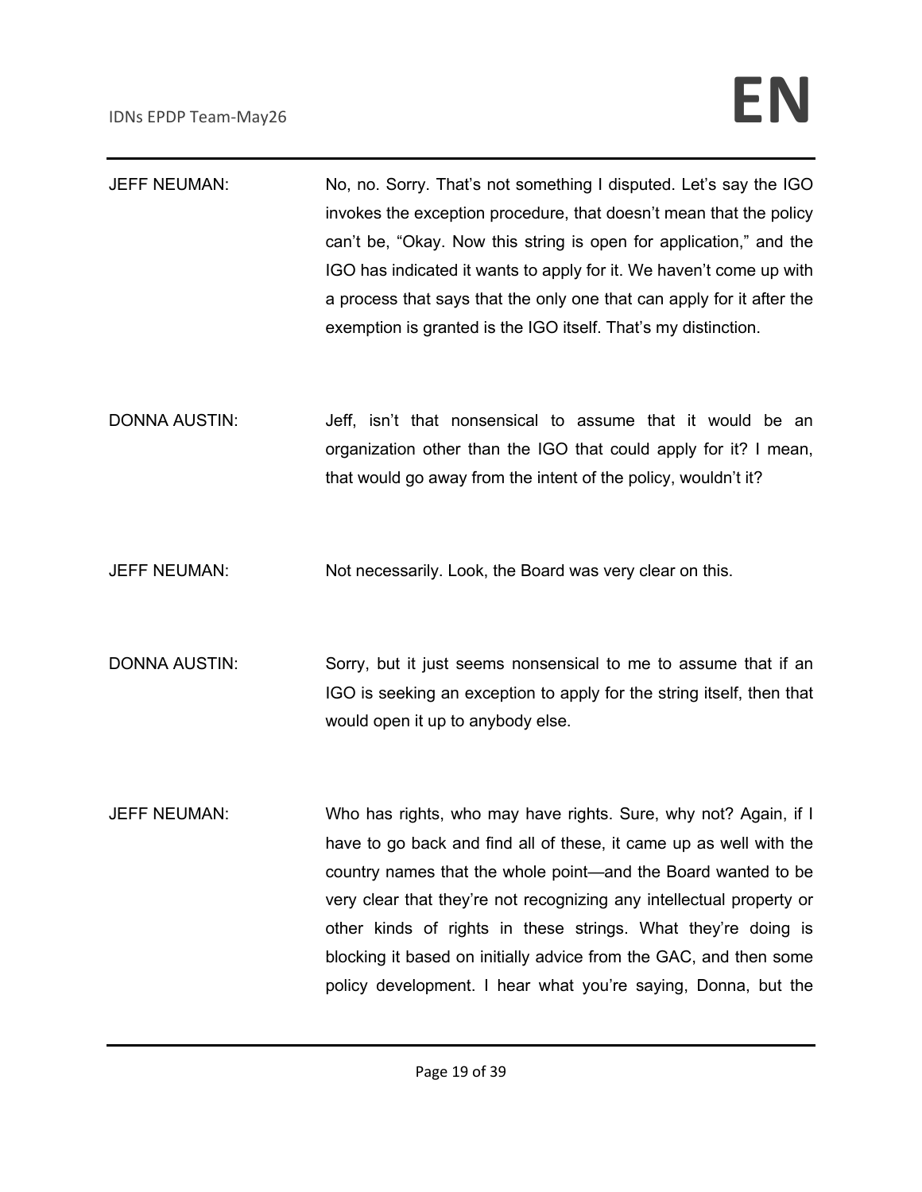JEFF NEUMAN: No, no. Sorry. That's not something I disputed. Let's say the IGO invokes the exception procedure, that doesn't mean that the policy can't be, "Okay. Now this string is open for application," and the IGO has indicated it wants to apply for it. We haven't come up with a process that says that the only one that can apply for it after the exemption is granted is the IGO itself. That's my distinction.

DONNA AUSTIN: Jeff, isn't that nonsensical to assume that it would be an organization other than the IGO that could apply for it? I mean, that would go away from the intent of the policy, wouldn't it?

JEFF NEUMAN: Not necessarily. Look, the Board was very clear on this.

DONNA AUSTIN: Sorry, but it just seems nonsensical to me to assume that if an IGO is seeking an exception to apply for the string itself, then that would open it up to anybody else.

JEFF NEUMAN: Who has rights, who may have rights. Sure, why not? Again, if I have to go back and find all of these, it came up as well with the country names that the whole point—and the Board wanted to be very clear that they're not recognizing any intellectual property or other kinds of rights in these strings. What they're doing is blocking it based on initially advice from the GAC, and then some policy development. I hear what you're saying, Donna, but the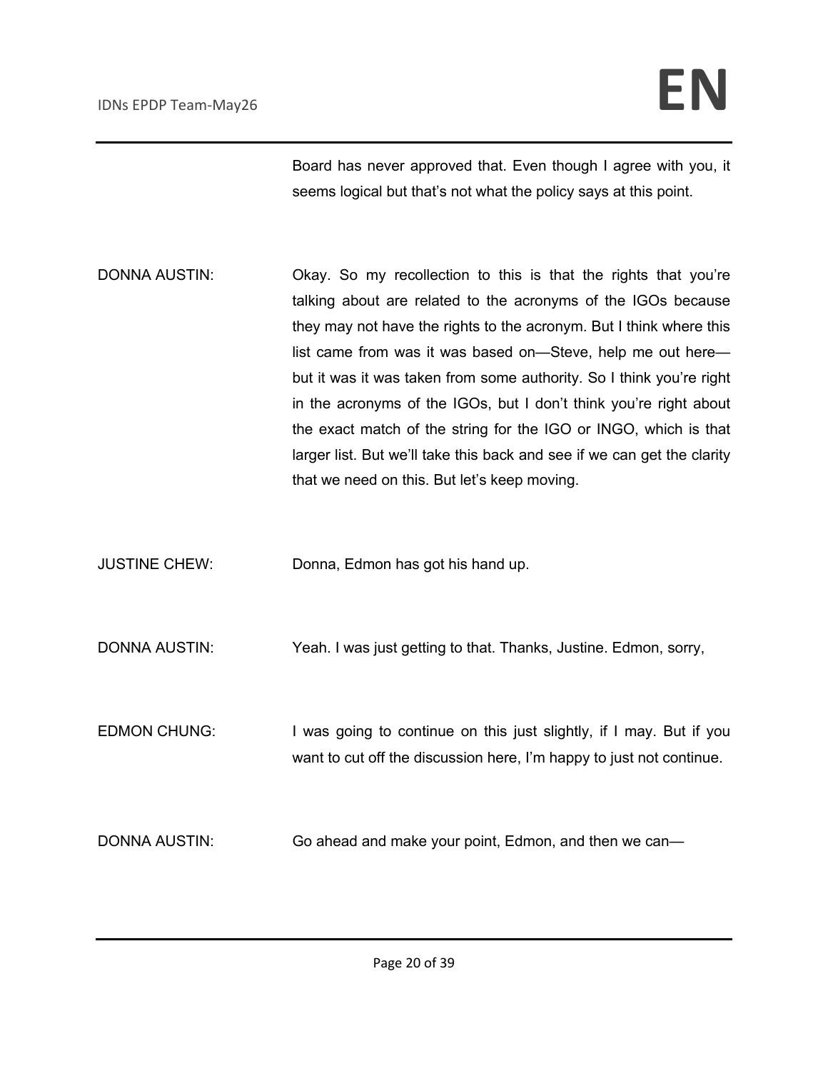Board has never approved that. Even though I agree with you, it seems logical but that's not what the policy says at this point.

DONNA AUSTIN: Okay. So my recollection to this is that the rights that you're talking about are related to the acronyms of the IGOs because they may not have the rights to the acronym. But I think where this list came from was it was based on—Steve, help me out here—but it was it was taken from some authority. So I think you're right in the acronyms of the IGOs, but I don't think you're right about the exact match of the string for the IGO or INGO, which is that larger list. But we'll take this back and see if we can get the clarity that we need on this. But let's keep moving.

JUSTINE CHEW: Donna, Edmon has got his hand up.

DONNA AUSTIN: Yeah. I was just getting to that. Thanks, Justine. Edmon, sorry,

EDMON CHUNG: I was going to continue on this just slightly, if I may. But if you want to cut off the discussion here, I'm happy to just not continue.

DONNA AUSTIN: Go ahead and make your point, Edmon, and then we can—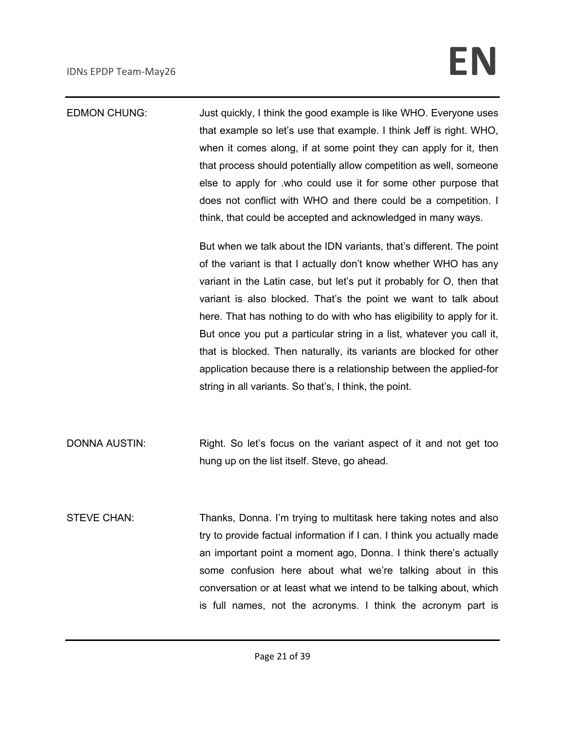EDMON CHUNG: Just quickly, I think the good example is like WHO. Everyone uses that example so let's use that example. I think Jeff is right. WHO, when it comes along, if at some point they can apply for it, then that process should potentially allow competition as well, someone else to apply for .who could use it for some other purpose that does not conflict with WHO and there could be a competition. I think, that could be accepted and acknowledged in many ways.

But when we talk about the IDN variants, that's different. The point of the variant is that I actually don't know whether WHO has any variant in the Latin case, but let's put it probably for O, then that variant is also blocked. That's the point we want to talk about here. That has nothing to do with who has eligibility to apply for it. But once you put a particular string in a list, whatever you call it, that is blocked. Then naturally, its variants are blocked for other application because there is a relationship between the applied-for string in all variants. So that's, I think, the point.

DONNA AUSTIN: Right. So let's focus on the variant aspect of it and not get too hung up on the list itself. Steve, go ahead.

STEVE CHAN: Thanks, Donna. I'm trying to multitask here taking notes and also try to provide factual information if I can. I think you actually made an important point a moment ago, Donna. I think there's actually some confusion here about what we're talking about in this conversation or at least what we intend to be talking about, which is full names, not the acronyms. I think the acronym part is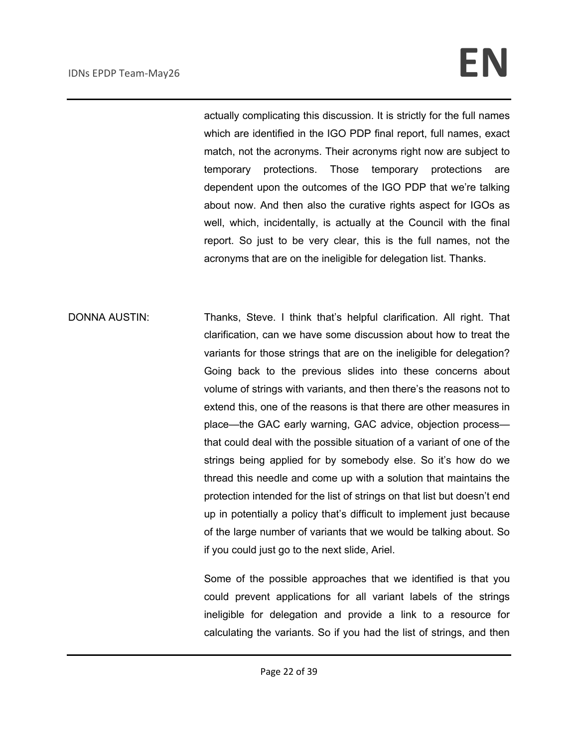actually complicating this discussion. It is strictly for the full names which are identified in the IGO PDP final report, full names, exact match, not the acronyms. Their acronyms right now are subject to temporary protections. Those temporary protections are dependent upon the outcomes of the IGO PDP that we're talking about now. And then also the curative rights aspect for IGOs as well, which, incidentally, is actually at the Council with the final report. So just to be very clear, this is the full names, not the acronyms that are on the ineligible for delegation list. Thanks.

DONNA AUSTIN: Thanks, Steve. I think that's helpful clarification. All right. That clarification, can we have some discussion about how to treat the variants for those strings that are on the ineligible for delegation? Going back to the previous slides into these concerns about volume of strings with variants, and then there's the reasons not to extend this, one of the reasons is that there are other measures in place—the GAC early warning, GAC advice, objection process—that could deal with the possible situation of a variant of one of the strings being applied for by somebody else. So it's how do we thread this needle and come up with a solution that maintains the protection intended for the list of strings on that list but doesn't end up in potentially a policy that's difficult to implement just because of the large number of variants that we would be talking about. So if you could just go to the next slide, Ariel.

Some of the possible approaches that we identified is that you could prevent applications for all variant labels of the strings ineligible for delegation and provide a link to a resource for calculating the variants. So if you had the list of strings, and then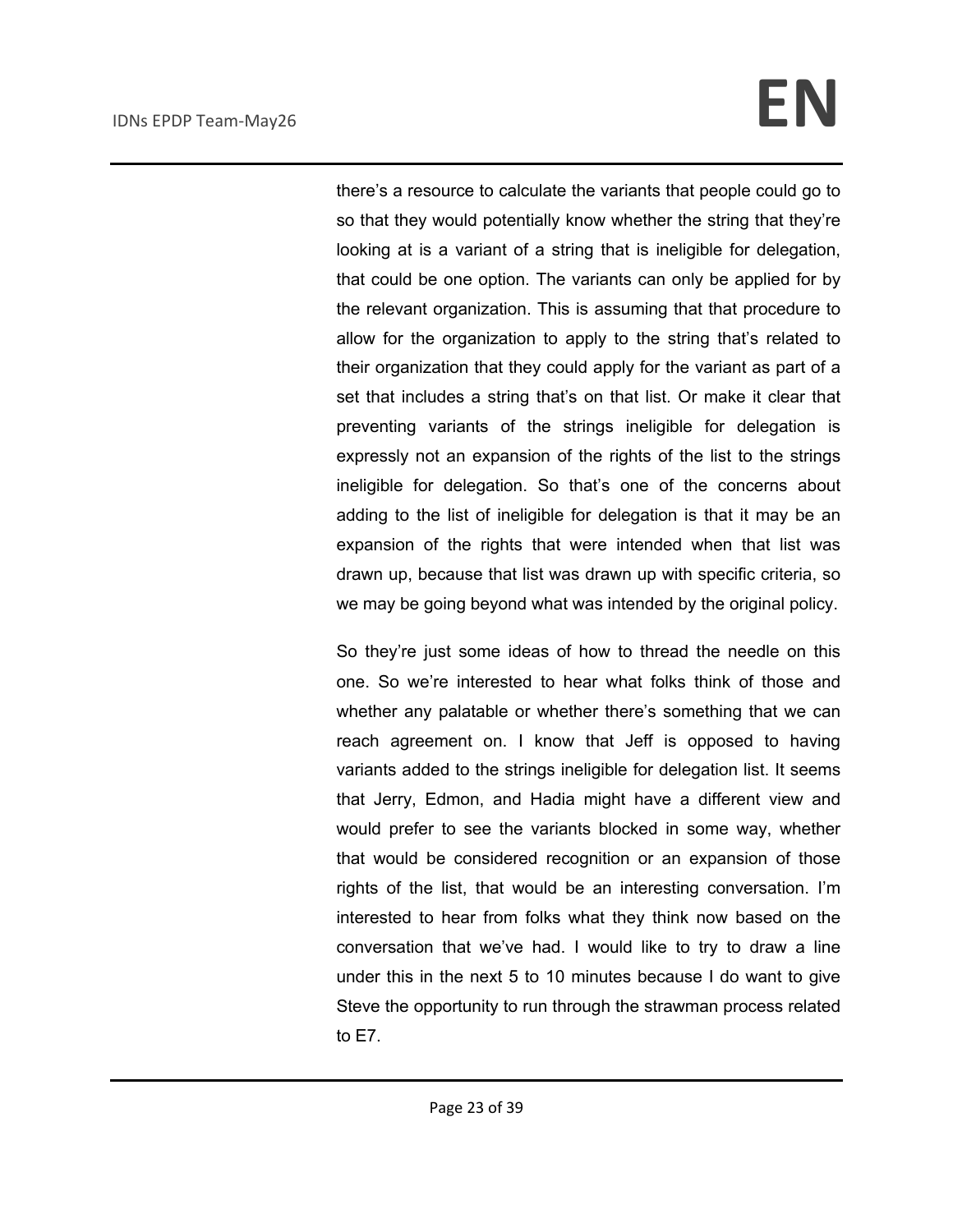there's a resource to calculate the variants that people could go to so that they would potentially know whether the string that they're looking at is a variant of a string that is ineligible for delegation, that could be one option. The variants can only be applied for by the relevant organization. This is assuming that that procedure to allow for the organization to apply to the string that's related to their organization that they could apply for the variant as part of a set that includes a string that's on that list. Or make it clear that preventing variants of the strings ineligible for delegation is expressly not an expansion of the rights of the list to the strings ineligible for delegation. So that's one of the concerns about adding to the list of ineligible for delegation is that it may be an expansion of the rights that were intended when that list was drawn up, because that list was drawn up with specific criteria, so we may be going beyond what was intended by the original policy.

So they're just some ideas of how to thread the needle on this one. So we're interested to hear what folks think of those and whether any palatable or whether there's something that we can reach agreement on. I know that Jeff is opposed to having variants added to the strings ineligible for delegation list. It seems that Jerry, Edmon, and Hadia might have a different view and would prefer to see the variants blocked in some way, whether that would be considered recognition or an expansion of those rights of the list, that would be an interesting conversation. I'm interested to hear from folks what they think now based on the conversation that we've had. I would like to try to draw a line under this in the next 5 to 10 minutes because I do want to give Steve the opportunity to run through the strawman process related to E7.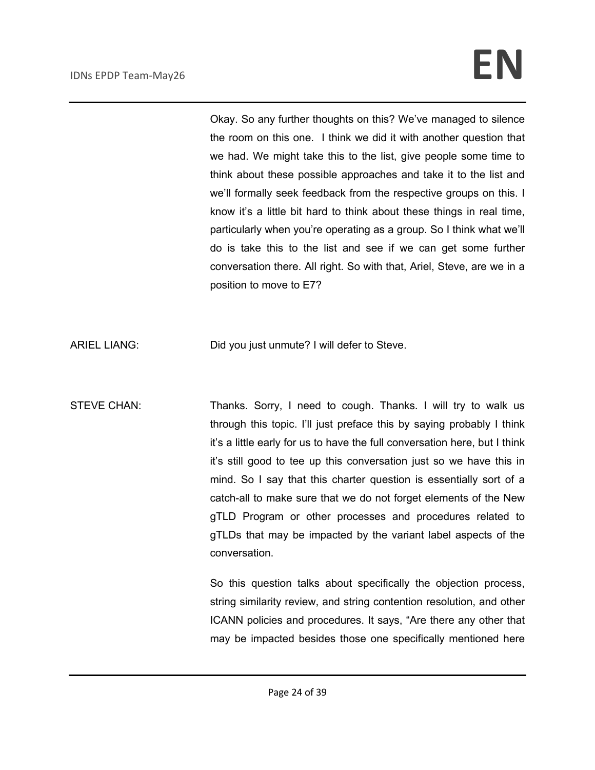Okay. So any further thoughts on this? We've managed to silence the room on this one. I think we did it with another question that we had. We might take this to the list, give people some time to think about these possible approaches and take it to the list and we'll formally seek feedback from the respective groups on this. I know it's a little bit hard to think about these things in real time, particularly when you're operating as a group. So I think what we'll do is take this to the list and see if we can get some further conversation there. All right. So with that, Ariel, Steve, are we in a position to move to E7?

ARIEL LIANG: Did you just unmute? I will defer to Steve.

STEVE CHAN: Thanks. Sorry, I need to cough. Thanks. I will try to walk us through this topic. I'll just preface this by saying probably I think it's a little early for us to have the full conversation here, but I think it's still good to tee up this conversation just so we have this in mind. So I say that this charter question is essentially sort of a catch-all to make sure that we do not forget elements of the New gTLD Program or other processes and procedures related to gTLDs that may be impacted by the variant label aspects of the conversation.

So this question talks about specifically the objection process, string similarity review, and string contention resolution, and other ICANN policies and procedures. It says, "Are there any other that may be impacted besides those one specifically mentioned here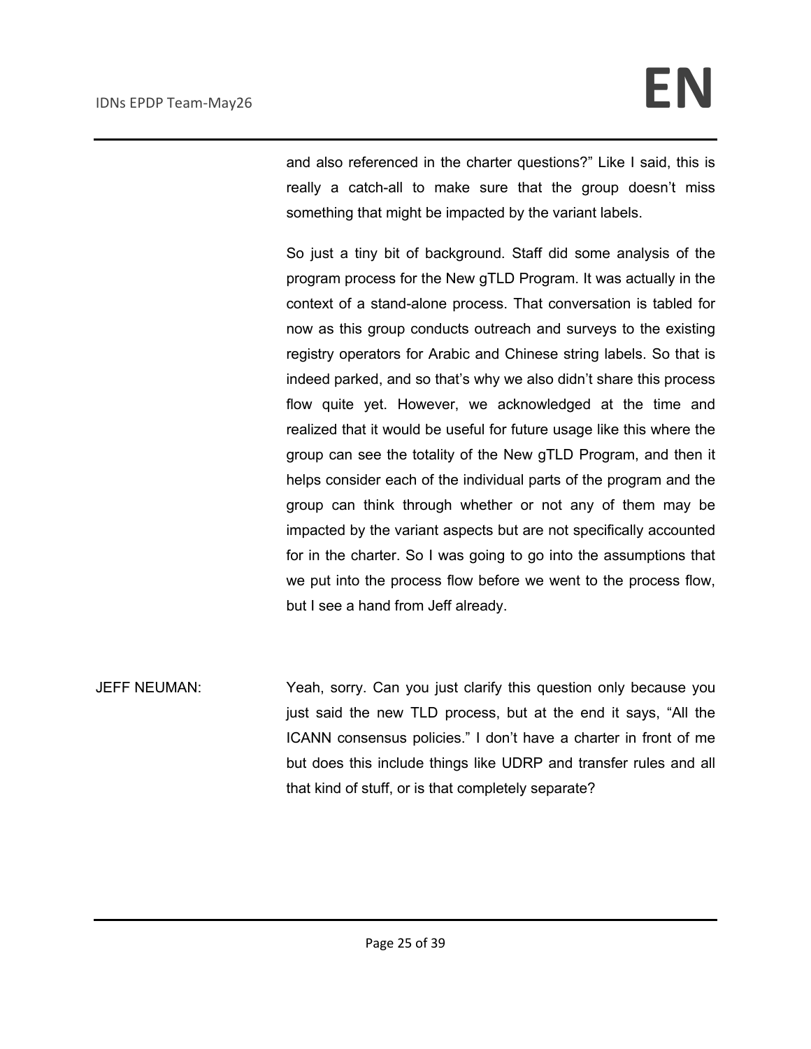and also referenced in the charter questions?" Like I said, this is really a catch-all to make sure that the group doesn't miss something that might be impacted by the variant labels.

So just a tiny bit of background. Staff did some analysis of the program process for the New gTLD Program. It was actually in the context of a stand-alone process. That conversation is tabled for now as this group conducts outreach and surveys to the existing registry operators for Arabic and Chinese string labels. So that is indeed parked, and so that's why we also didn't share this process flow quite yet. However, we acknowledged at the time and realized that it would be useful for future usage like this where the group can see the totality of the New gTLD Program, and then it helps consider each of the individual parts of the program and the group can think through whether or not any of them may be impacted by the variant aspects but are not specifically accounted for in the charter. So I was going to go into the assumptions that we put into the process flow before we went to the process flow, but I see a hand from Jeff already.

JEFF NEUMAN: Yeah, sorry. Can you just clarify this question only because you just said the new TLD process, but at the end it says, "All the ICANN consensus policies." I don't have a charter in front of me but does this include things like UDRP and transfer rules and all that kind of stuff, or is that completely separate?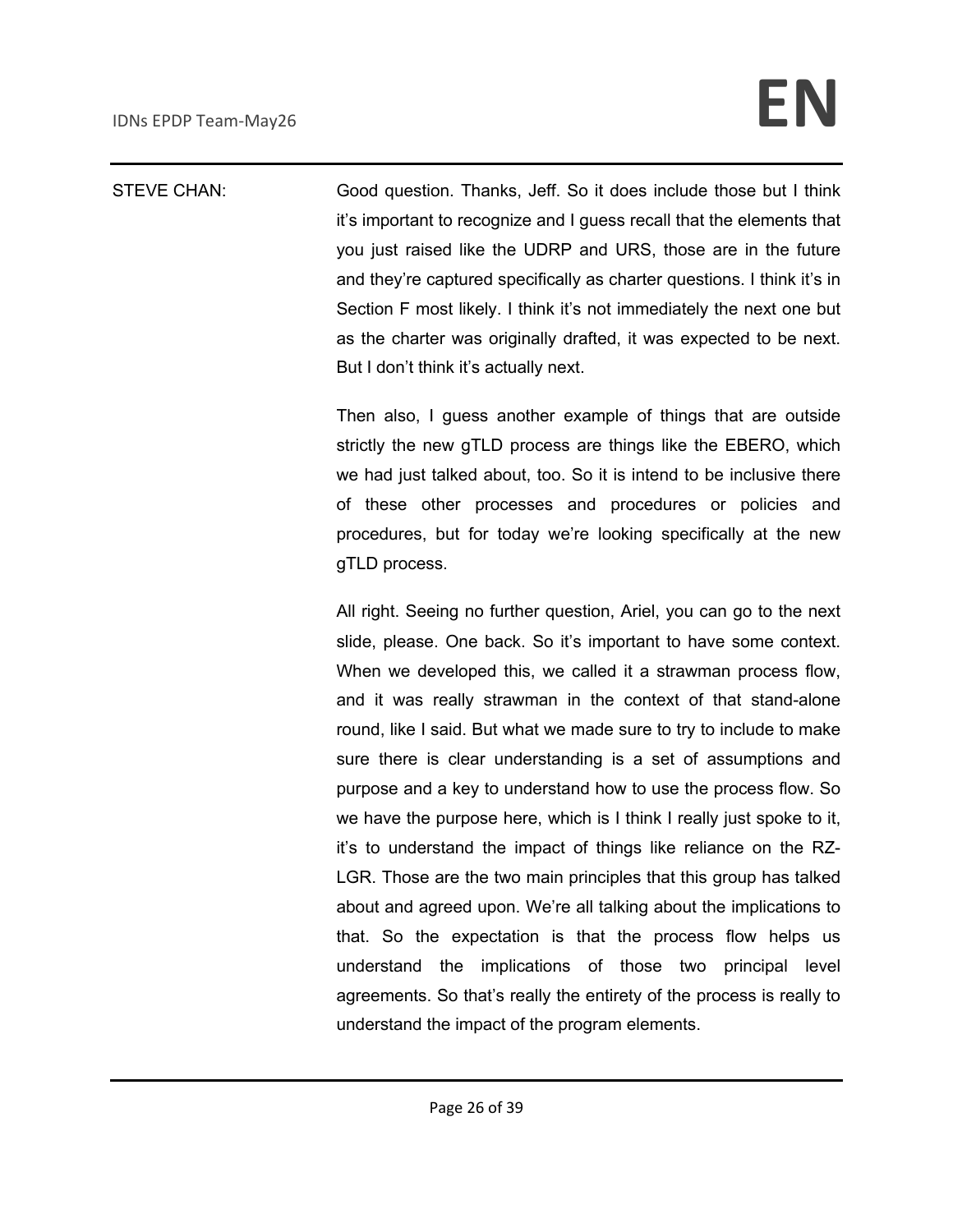STEVE CHAN: Good question. Thanks, Jeff. So it does include those but I think it's important to recognize and I guess recall that the elements that you just raised like the UDRP and URS, those are in the future and they're captured specifically as charter questions. I think it's in Section F most likely. I think it's not immediately the next one but as the charter was originally drafted, it was expected to be next. But I don't think it's actually next.

Then also, I guess another example of things that are outside strictly the new gTLD process are things like the EBERO, which we had just talked about, too. So it is intend to be inclusive there of these other processes and procedures or policies and procedures, but for today we're looking specifically at the new gTLD process.

All right. Seeing no further question, Ariel, you can go to the next slide, please. One back. So it's important to have some context. When we developed this, we called it a strawman process flow, and it was really strawman in the context of that stand-alone round, like I said. But what we made sure to try to include to make sure there is clear understanding is a set of assumptions and purpose and a key to understand how to use the process flow. So we have the purpose here, which is I think I really just spoke to it, it's to understand the impact of things like reliance on the RZ-LGR. Those are the two main principles that this group has talked about and agreed upon. We're all talking about the implications to that. So the expectation is that the process flow helps us understand the implications of those two principal level agreements. So that's really the entirety of the process is really to understand the impact of the program elements.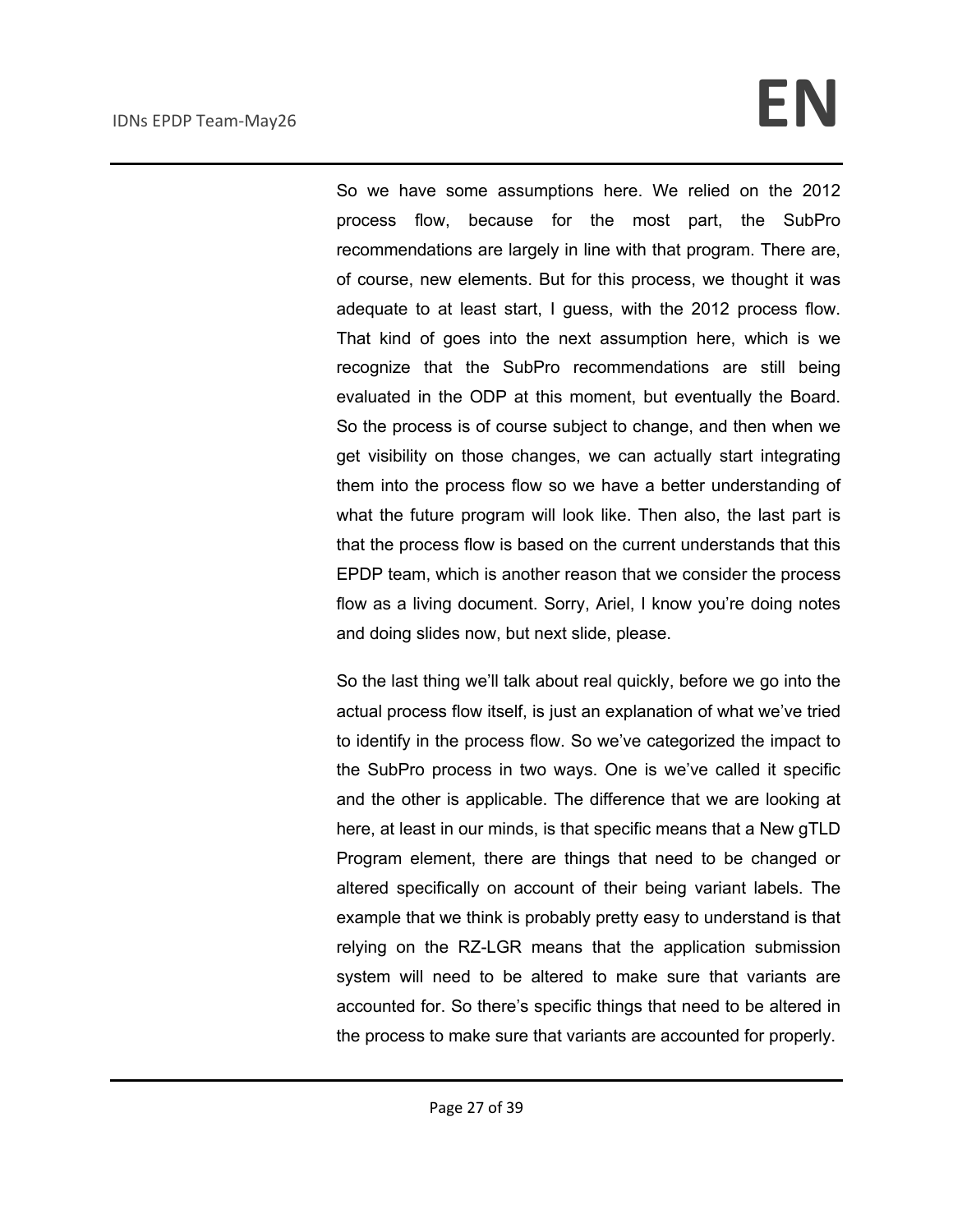So we have some assumptions here. We relied on the 2012 process flow, because for the most part, the SubPro recommendations are largely in line with that program. There are, of course, new elements. But for this process, we thought it was adequate to at least start, I guess, with the 2012 process flow. That kind of goes into the next assumption here, which is we recognize that the SubPro recommendations are still being evaluated in the ODP at this moment, but eventually the Board. So the process is of course subject to change, and then when we get visibility on those changes, we can actually start integrating them into the process flow so we have a better understanding of what the future program will look like. Then also, the last part is that the process flow is based on the current understands that this EPDP team, which is another reason that we consider the process flow as a living document. Sorry, Ariel, I know you're doing notes and doing slides now, but next slide, please.

So the last thing we'll talk about real quickly, before we go into the actual process flow itself, is just an explanation of what we've tried to identify in the process flow. So we've categorized the impact to the SubPro process in two ways. One is we've called it specific and the other is applicable. The difference that we are looking at here, at least in our minds, is that specific means that a New gTLD Program element, there are things that need to be changed or altered specifically on account of their being variant labels. The example that we think is probably pretty easy to understand is that relying on the RZ-LGR means that the application submission system will need to be altered to make sure that variants are accounted for. So there's specific things that need to be altered in the process to make sure that variants are accounted for properly.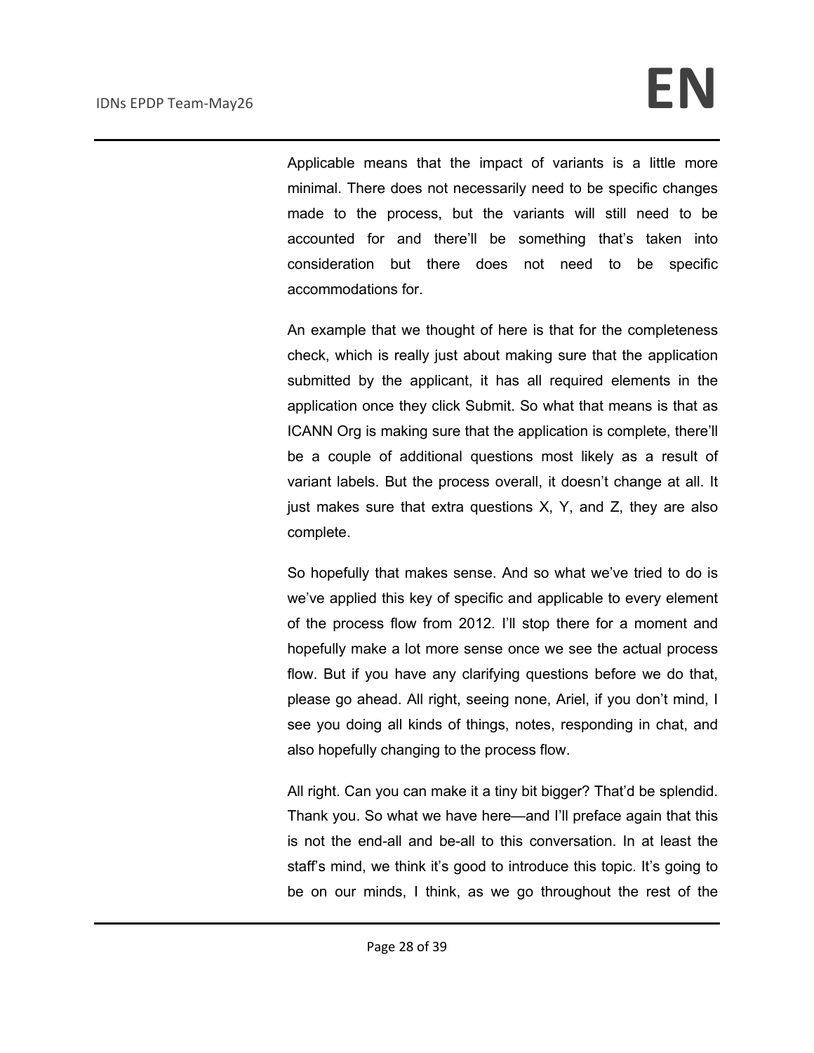Applicable means that the impact of variants is a little more minimal. There does not necessarily need to be specific changes made to the process, but the variants will still need to be accounted for and there'll be something that's taken into consideration but there does not need to be specific accommodations for.

An example that we thought of here is that for the completeness check, which is really just about making sure that the application submitted by the applicant, it has all required elements in the application once they click Submit. So what that means is that as ICANN Org is making sure that the application is complete, there'll be a couple of additional questions most likely as a result of variant labels. But the process overall, it doesn't change at all. It just makes sure that extra questions X, Y, and Z, they are also complete.

So hopefully that makes sense. And so what we've tried to do is we've applied this key of specific and applicable to every element of the process flow from 2012. I'll stop there for a moment and hopefully make a lot more sense once we see the actual process flow. But if you have any clarifying questions before we do that, please go ahead. All right, seeing none, Ariel, if you don't mind, I see you doing all kinds of things, notes, responding in chat, and also hopefully changing to the process flow.

All right. Can you can make it a tiny bit bigger? That'd be splendid. Thank you. So what we have here—and I'll preface again that this is not the end-all and be-all to this conversation. In at least the staff's mind, we think it's good to introduce this topic. It's going to be on our minds, I think, as we go throughout the rest of the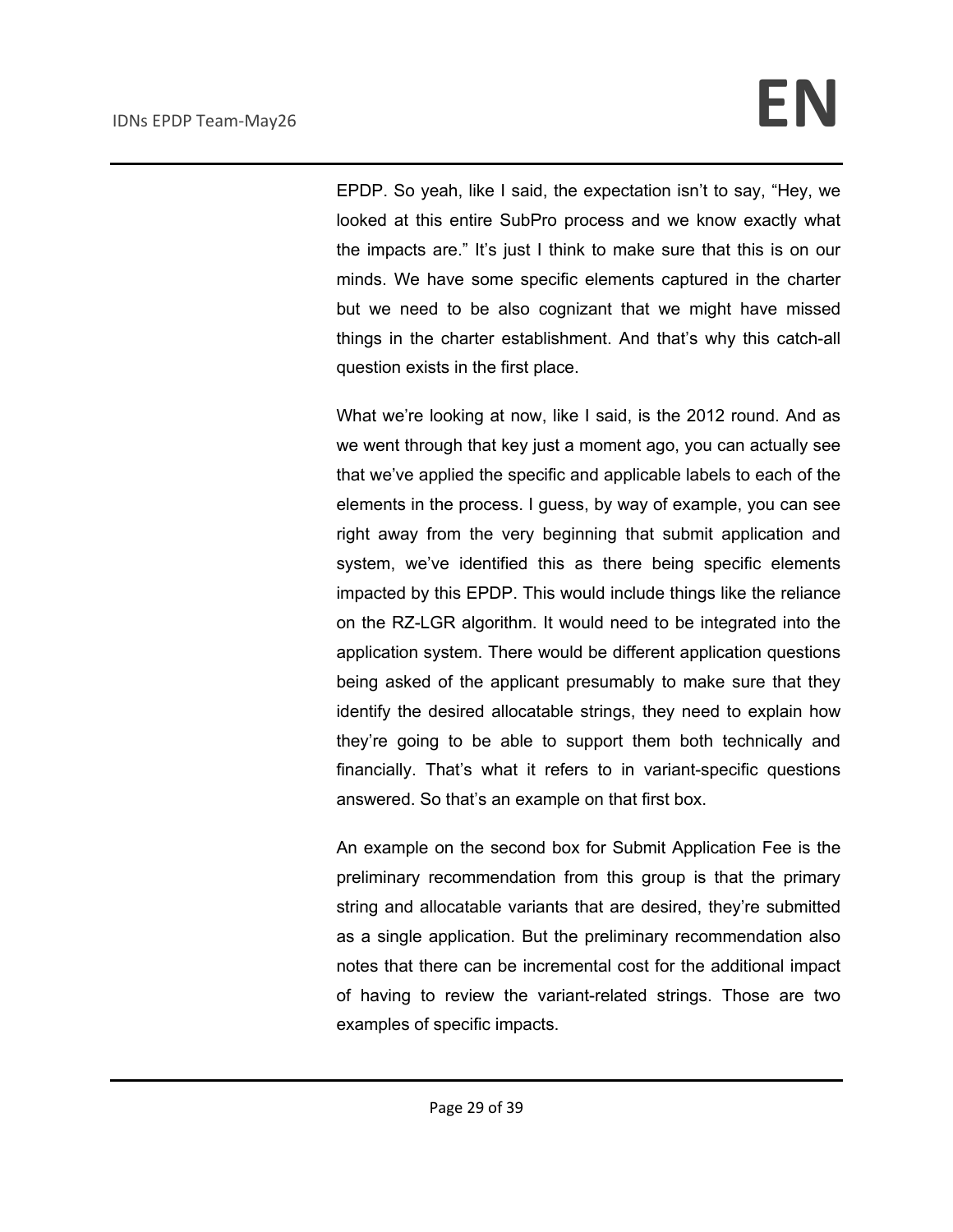EPDP. So yeah, like I said, the expectation isn't to say, "Hey, we looked at this entire SubPro process and we know exactly what the impacts are." It's just I think to make sure that this is on our minds. We have some specific elements captured in the charter but we need to be also cognizant that we might have missed things in the charter establishment. And that's why this catch-all question exists in the first place.

What we're looking at now, like I said, is the 2012 round. And as we went through that key just a moment ago, you can actually see that we've applied the specific and applicable labels to each of the elements in the process. I guess, by way of example, you can see right away from the very beginning that submit application and system, we've identified this as there being specific elements impacted by this EPDP. This would include things like the reliance on the RZ-LGR algorithm. It would need to be integrated into the application system. There would be different application questions being asked of the applicant presumably to make sure that they identify the desired allocatable strings, they need to explain how they're going to be able to support them both technically and financially. That's what it refers to in variant-specific questions answered. So that's an example on that first box.

An example on the second box for Submit Application Fee is the preliminary recommendation from this group is that the primary string and allocatable variants that are desired, they're submitted as a single application. But the preliminary recommendation also notes that there can be incremental cost for the additional impact of having to review the variant-related strings. Those are two examples of specific impacts.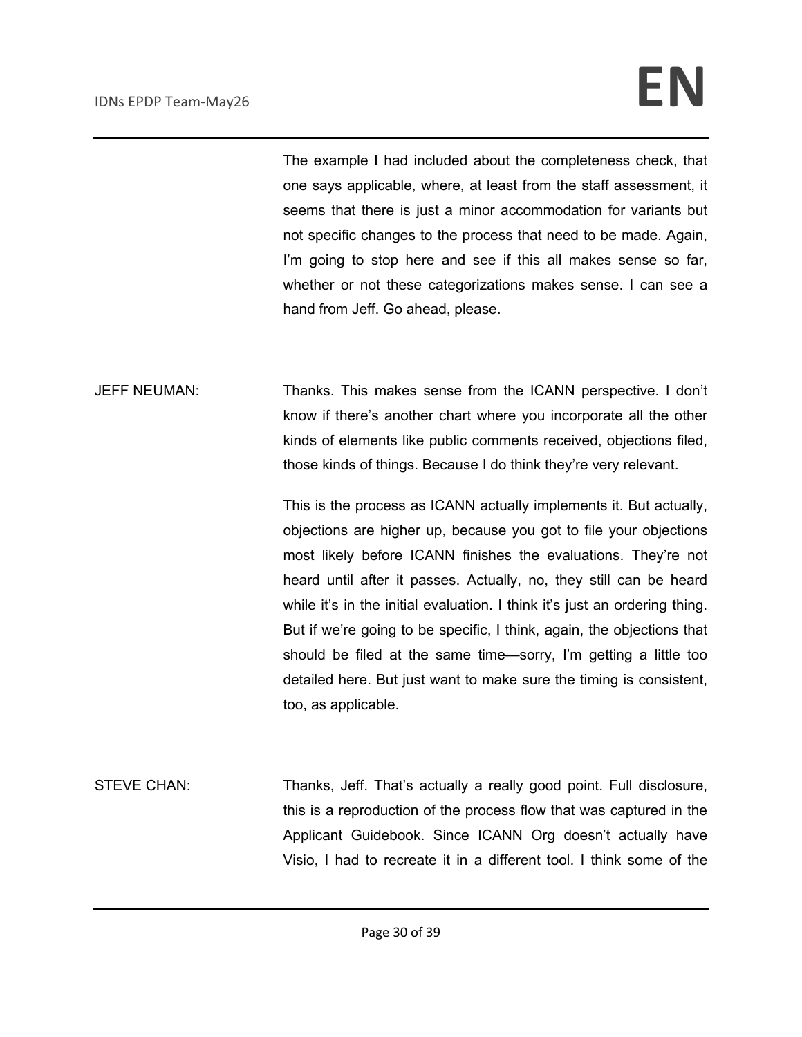The example I had included about the completeness check, that one says applicable, where, at least from the staff assessment, it seems that there is just a minor accommodation for variants but not specific changes to the process that need to be made. Again, I'm going to stop here and see if this all makes sense so far, whether or not these categorizations makes sense. I can see a hand from Jeff. Go ahead, please.

JEFF NEUMAN: Thanks. This makes sense from the ICANN perspective. I don't know if there's another chart where you incorporate all the other kinds of elements like public comments received, objections filed, those kinds of things. Because I do think they're very relevant.

This is the process as ICANN actually implements it. But actually, objections are higher up, because you got to file your objections most likely before ICANN finishes the evaluations. They're not heard until after it passes. Actually, no, they still can be heard while it's in the initial evaluation. I think it's just an ordering thing. But if we're going to be specific, I think, again, the objections that should be filed at the same time—sorry, I'm getting a little too detailed here. But just want to make sure the timing is consistent, too, as applicable.

STEVE CHAN: Thanks, Jeff. That's actually a really good point. Full disclosure, this is a reproduction of the process flow that was captured in the Applicant Guidebook. Since ICANN Org doesn't actually have Visio, I had to recreate it in a different tool. I think some of the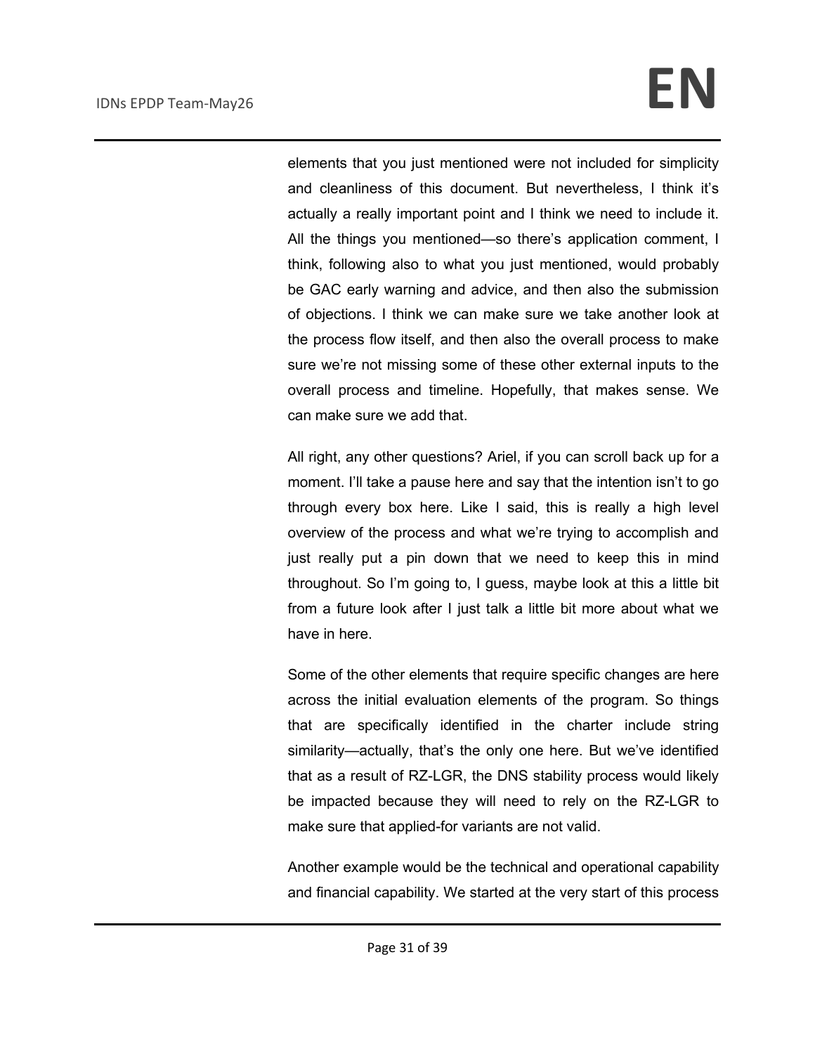elements that you just mentioned were not included for simplicity and cleanliness of this document. But nevertheless, I think it's actually a really important point and I think we need to include it. All the things you mentioned—so there's application comment, I think, following also to what you just mentioned, would probably be GAC early warning and advice, and then also the submission of objections. I think we can make sure we take another look at the process flow itself, and then also the overall process to make sure we're not missing some of these other external inputs to the overall process and timeline. Hopefully, that makes sense. We can make sure we add that.

All right, any other questions? Ariel, if you can scroll back up for a moment. I'll take a pause here and say that the intention isn't to go through every box here. Like I said, this is really a high level overview of the process and what we're trying to accomplish and just really put a pin down that we need to keep this in mind throughout. So I'm going to, I guess, maybe look at this a little bit from a future look after I just talk a little bit more about what we have in here.

Some of the other elements that require specific changes are here across the initial evaluation elements of the program. So things that are specifically identified in the charter include string similarity—actually, that's the only one here. But we've identified that as a result of RZ-LGR, the DNS stability process would likely be impacted because they will need to rely on the RZ-LGR to make sure that applied-for variants are not valid.

Another example would be the technical and operational capability and financial capability. We started at the very start of this process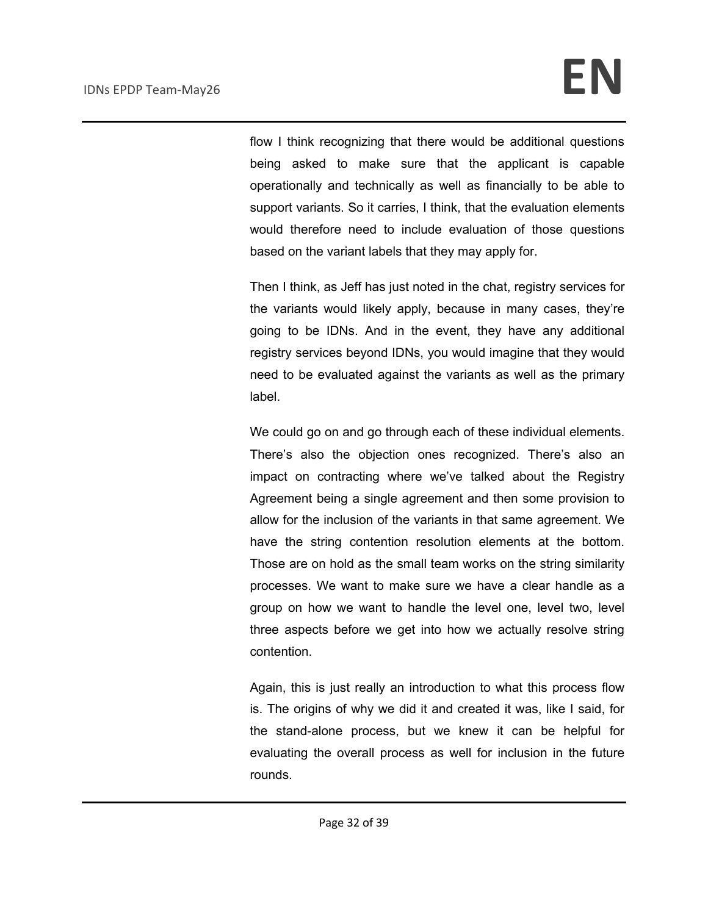flow I think recognizing that there would be additional questions being asked to make sure that the applicant is capable operationally and technically as well as financially to be able to support variants. So it carries, I think, that the evaluation elements would therefore need to include evaluation of those questions based on the variant labels that they may apply for.

Then I think, as Jeff has just noted in the chat, registry services for the variants would likely apply, because in many cases, they're going to be IDNs. And in the event, they have any additional registry services beyond IDNs, you would imagine that they would need to be evaluated against the variants as well as the primary label.

We could go on and go through each of these individual elements. There's also the objection ones recognized. There's also an impact on contracting where we've talked about the Registry Agreement being a single agreement and then some provision to allow for the inclusion of the variants in that same agreement. We have the string contention resolution elements at the bottom. Those are on hold as the small team works on the string similarity processes. We want to make sure we have a clear handle as a group on how we want to handle the level one, level two, level three aspects before we get into how we actually resolve string contention.

Again, this is just really an introduction to what this process flow is. The origins of why we did it and created it was, like I said, for the stand-alone process, but we knew it can be helpful for evaluating the overall process as well for inclusion in the future rounds.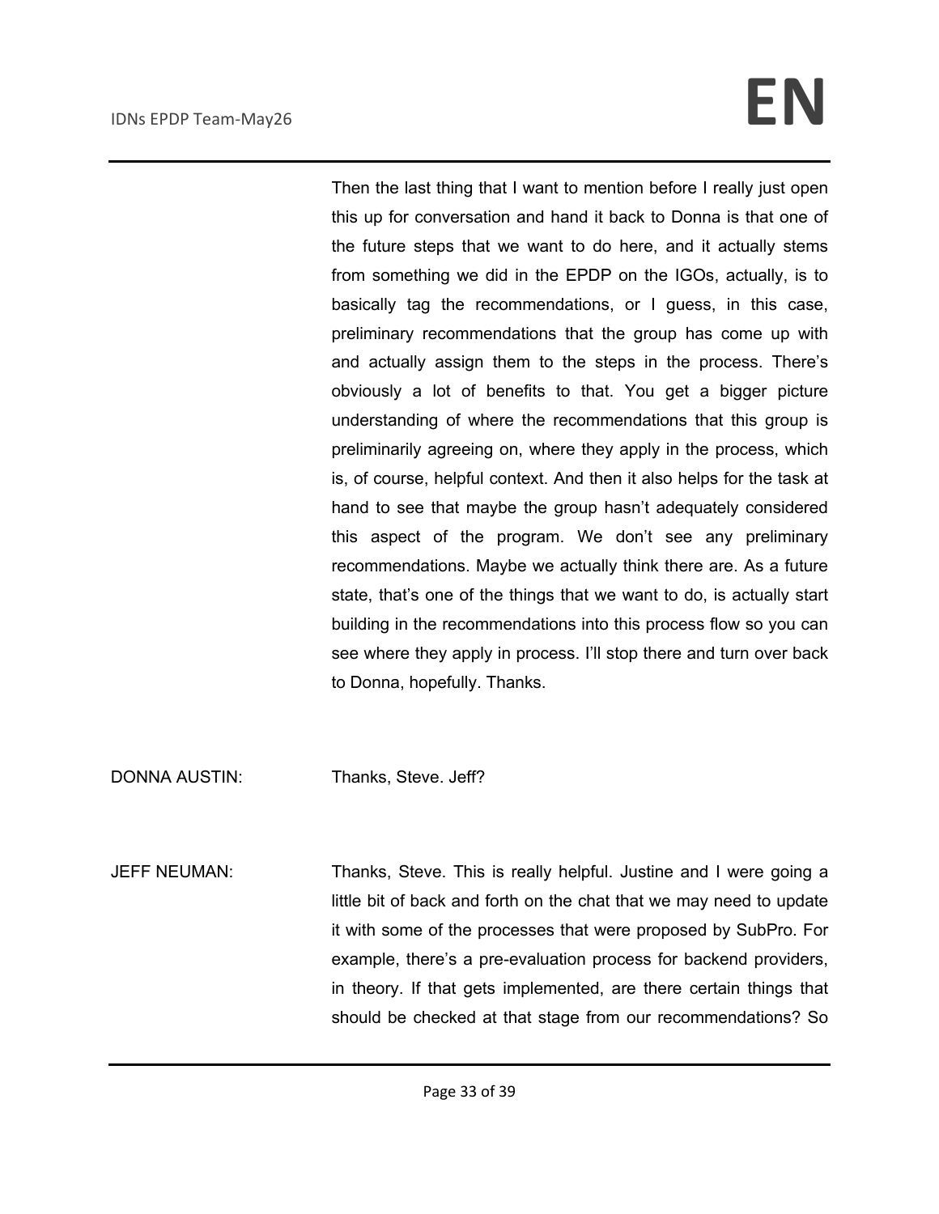Then the last thing that I want to mention before I really just open this up for conversation and hand it back to Donna is that one of the future steps that we want to do here, and it actually stems from something we did in the EPDP on the IGOs, actually, is to basically tag the recommendations, or I guess, in this case, preliminary recommendations that the group has come up with and actually assign them to the steps in the process. There's obviously a lot of benefits to that. You get a bigger picture understanding of where the recommendations that this group is preliminarily agreeing on, where they apply in the process, which is, of course, helpful context. And then it also helps for the task at hand to see that maybe the group hasn't adequately considered this aspect of the program. We don't see any preliminary recommendations. Maybe we actually think there are. As a future state, that's one of the things that we want to do, is actually start building in the recommendations into this process flow so you can see where they apply in process. I'll stop there and turn over back to Donna, hopefully. Thanks.

DONNA AUSTIN: Thanks, Steve. Jeff?

JEFF NEUMAN: Thanks, Steve. This is really helpful. Justine and I were going a little bit of back and forth on the chat that we may need to update it with some of the processes that were proposed by SubPro. For example, there's a pre-evaluation process for backend providers, in theory. If that gets implemented, are there certain things that should be checked at that stage from our recommendations? So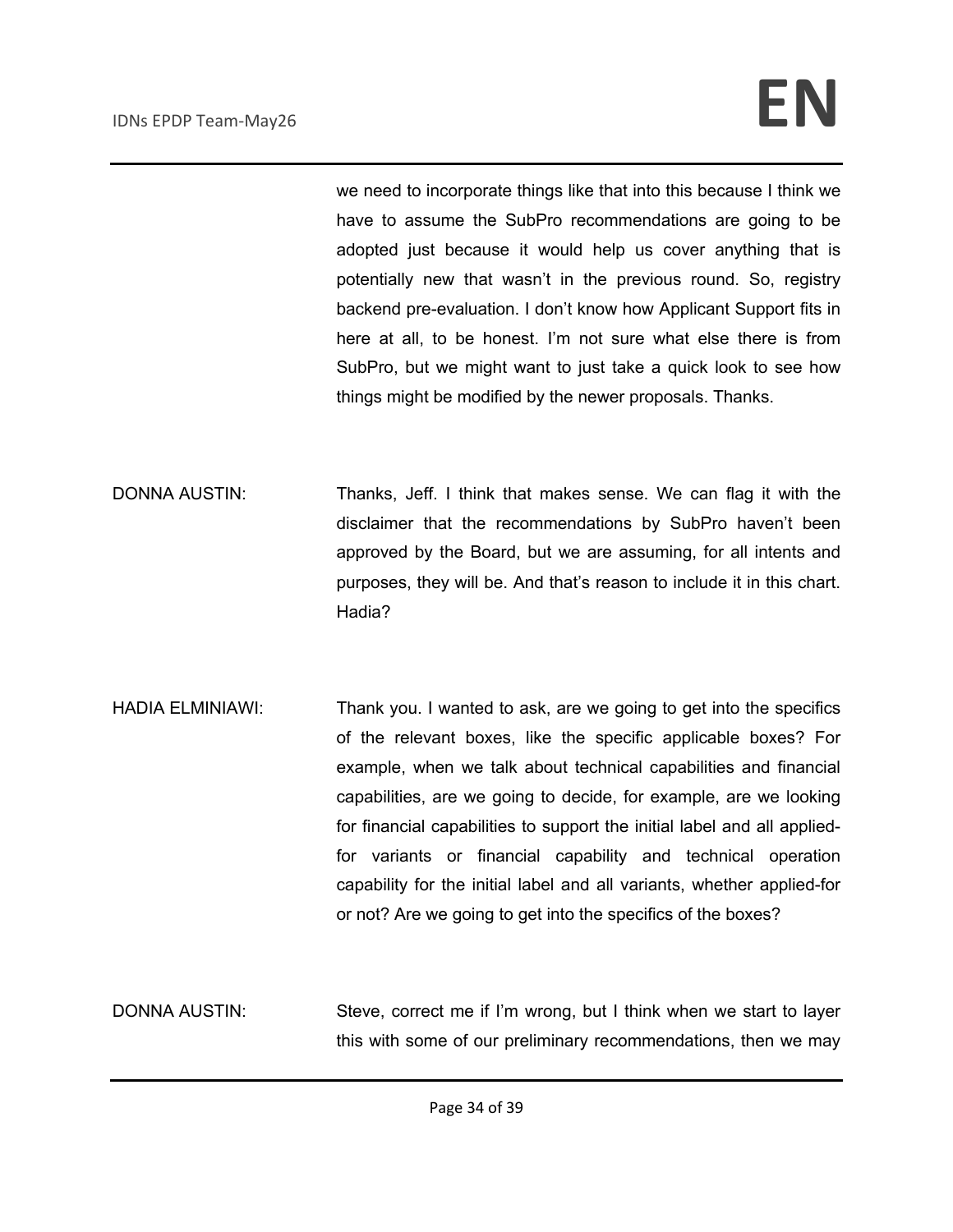we need to incorporate things like that into this because I think we have to assume the SubPro recommendations are going to be adopted just because it would help us cover anything that is potentially new that wasn't in the previous round. So, registry backend pre-evaluation. I don't know how Applicant Support fits in here at all, to be honest. I'm not sure what else there is from SubPro, but we might want to just take a quick look to see how things might be modified by the newer proposals. Thanks.

DONNA AUSTIN: Thanks, Jeff. I think that makes sense. We can flag it with the disclaimer that the recommendations by SubPro haven't been approved by the Board, but we are assuming, for all intents and purposes, they will be. And that's reason to include it in this chart. Hadia?

HADIA ELMINIAWI: Thank you. I wanted to ask, are we going to get into the specifics of the relevant boxes, like the specific applicable boxes? For example, when we talk about technical capabilities and financial capabilities, are we going to decide, for example, are we looking for financial capabilities to support the initial label and all applied-for variants or financial capability and technical operation capability for the initial label and all variants, whether applied-for or not? Are we going to get into the specifics of the boxes?

DONNA AUSTIN: Steve, correct me if I'm wrong, but I think when we start to layer this with some of our preliminary recommendations, then we may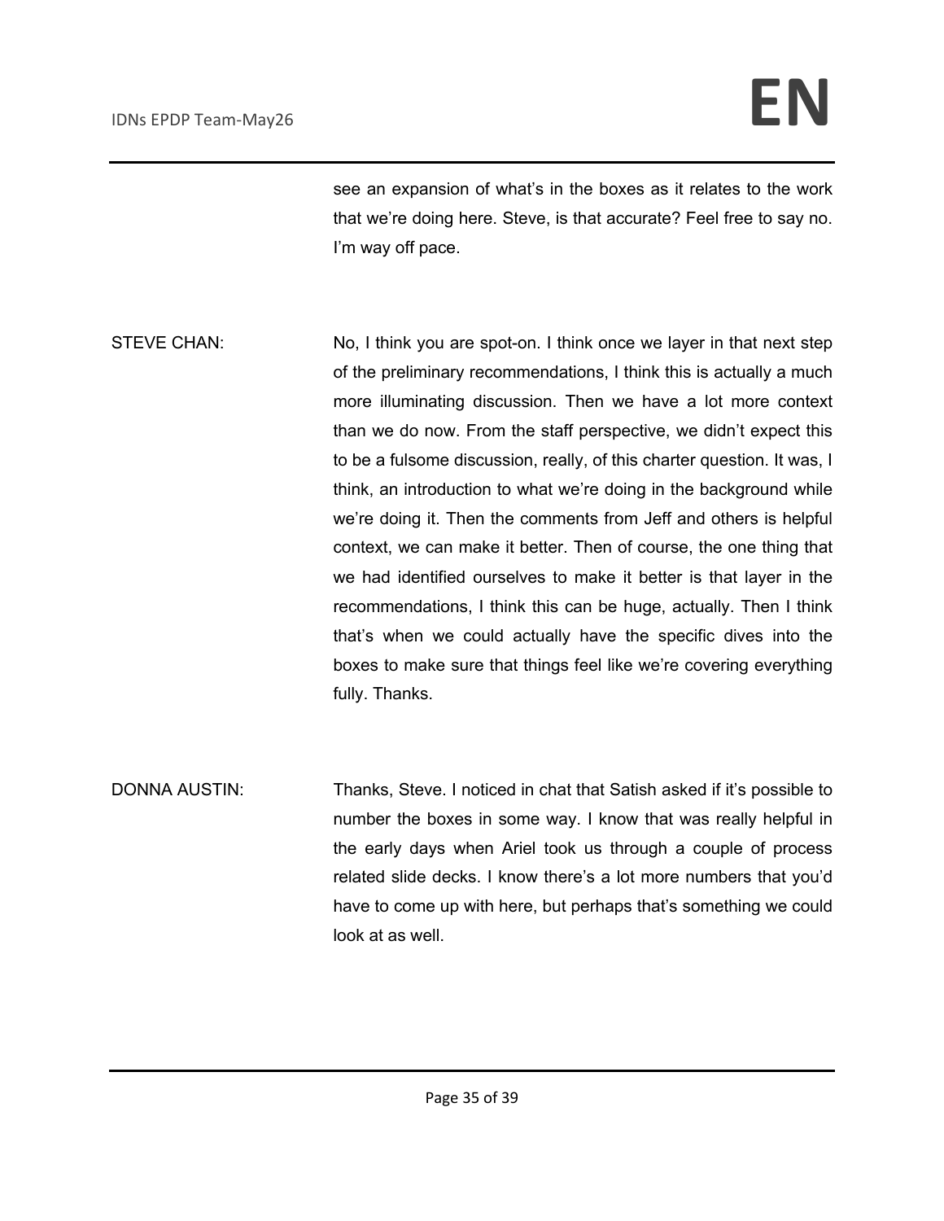see an expansion of what's in the boxes as it relates to the work that we're doing here. Steve, is that accurate? Feel free to say no. I'm way off pace.

STEVE CHAN: No, I think you are spot-on. I think once we layer in that next step of the preliminary recommendations, I think this is actually a much more illuminating discussion. Then we have a lot more context than we do now. From the staff perspective, we didn't expect this to be a fulsome discussion, really, of this charter question. It was, I think, an introduction to what we're doing in the background while we're doing it. Then the comments from Jeff and others is helpful context, we can make it better. Then of course, the one thing that we had identified ourselves to make it better is that layer in the recommendations, I think this can be huge, actually. Then I think that's when we could actually have the specific dives into the boxes to make sure that things feel like we're covering everything fully. Thanks.

DONNA AUSTIN: Thanks, Steve. I noticed in chat that Satish asked if it's possible to number the boxes in some way. I know that was really helpful in the early days when Ariel took us through a couple of process related slide decks. I know there's a lot more numbers that you'd have to come up with here, but perhaps that's something we could look at as well.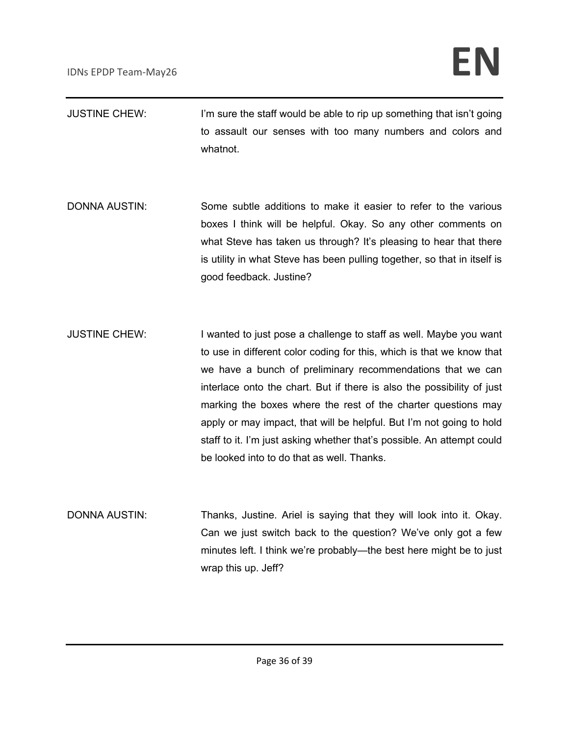JUSTINE CHEW: I'm sure the staff would be able to rip up something that isn't going to assault our senses with too many numbers and colors and whatnot.

DONNA AUSTIN: Some subtle additions to make it easier to refer to the various boxes I think will be helpful. Okay. So any other comments on what Steve has taken us through? It's pleasing to hear that there is utility in what Steve has been pulling together, so that in itself is good feedback. Justine?

JUSTINE CHEW: I wanted to just pose a challenge to staff as well. Maybe you want to use in different color coding for this, which is that we know that we have a bunch of preliminary recommendations that we can interlace onto the chart. But if there is also the possibility of just marking the boxes where the rest of the charter questions may apply or may impact, that will be helpful. But I'm not going to hold staff to it. I'm just asking whether that's possible. An attempt could be looked into to do that as well. Thanks.

DONNA AUSTIN: Thanks, Justine. Ariel is saying that they will look into it. Okay. Can we just switch back to the question? We've only got a few minutes left. I think we're probably—the best here might be to just wrap this up. Jeff?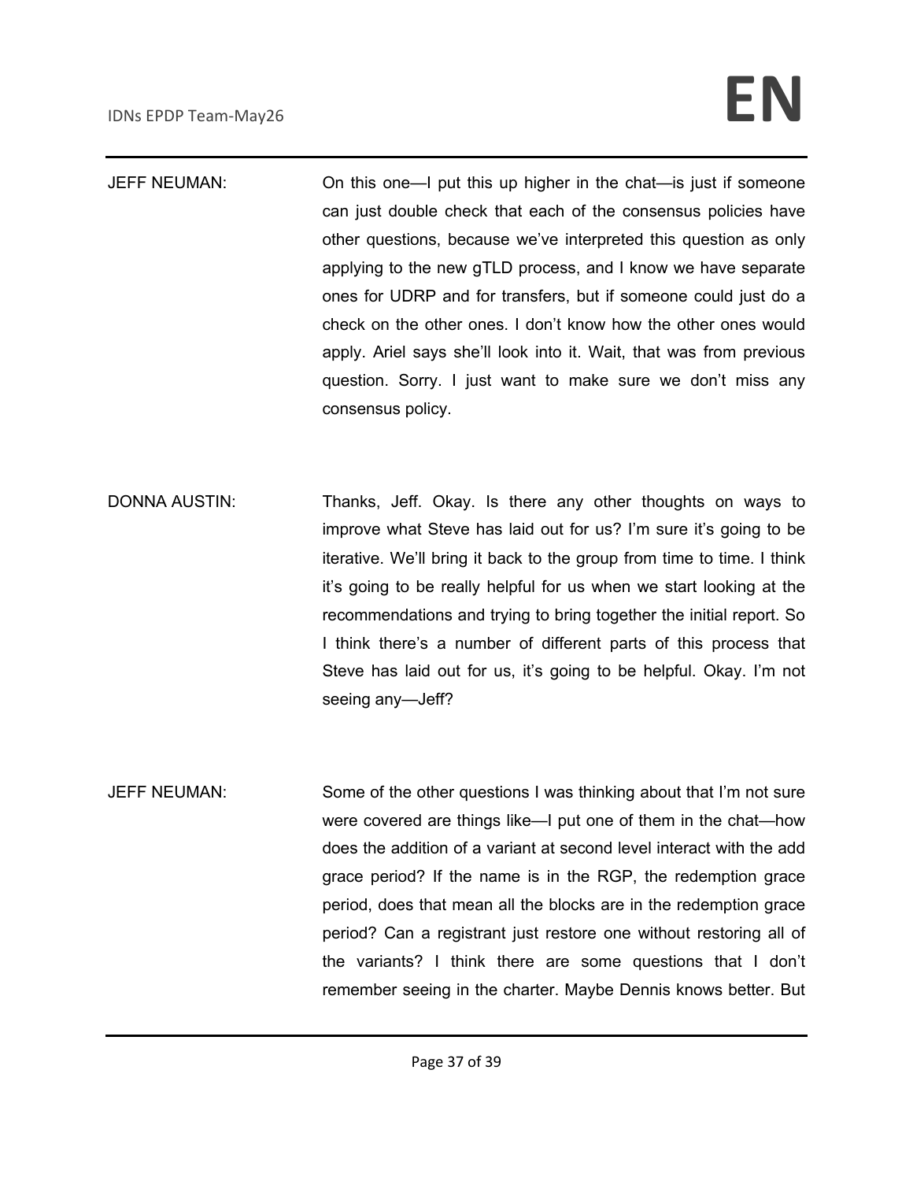JEFF NEUMAN: On this one—I put this up higher in the chat—is just if someone can just double check that each of the consensus policies have other questions, because we've interpreted this question as only applying to the new gTLD process, and I know we have separate ones for UDRP and for transfers, but if someone could just do a check on the other ones. I don't know how the other ones would apply. Ariel says she'll look into it. Wait, that was from previous question. Sorry. I just want to make sure we don't miss any consensus policy.

DONNA AUSTIN: Thanks, Jeff. Okay. Is there any other thoughts on ways to improve what Steve has laid out for us? I'm sure it's going to be iterative. We'll bring it back to the group from time to time. I think it's going to be really helpful for us when we start looking at the recommendations and trying to bring together the initial report. So I think there's a number of different parts of this process that Steve has laid out for us, it's going to be helpful. Okay. I'm not seeing any—Jeff?

JEFF NEUMAN: Some of the other questions I was thinking about that I'm not sure were covered are things like—I put one of them in the chat—how does the addition of a variant at second level interact with the add grace period? If the name is in the RGP, the redemption grace period, does that mean all the blocks are in the redemption grace period? Can a registrant just restore one without restoring all of the variants? I think there are some questions that I don't remember seeing in the charter. Maybe Dennis knows better. But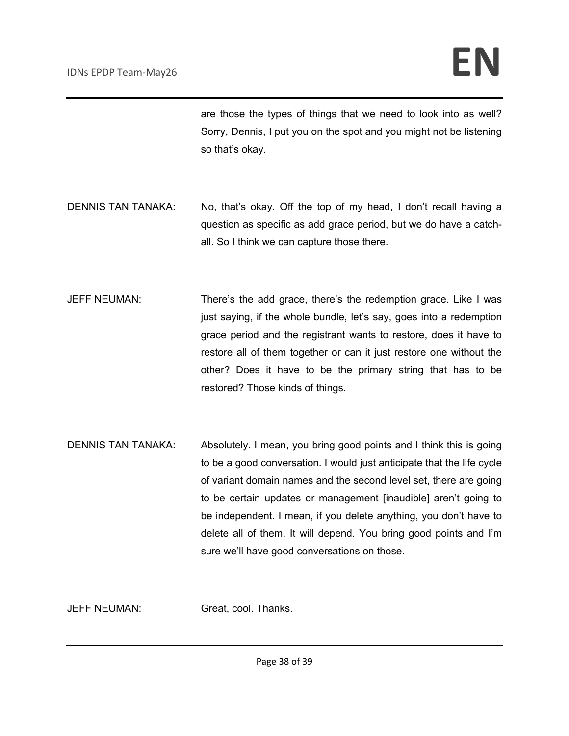are those the types of things that we need to look into as well? Sorry, Dennis, I put you on the spot and you might not be listening so that's okay.

DENNIS TAN TANAKA: No, that's okay. Off the top of my head, I don't recall having a question as specific as add grace period, but we do have a catch-all. So I think we can capture those there.

JEFF NEUMAN: There's the add grace, there's the redemption grace. Like I was just saying, if the whole bundle, let's say, goes into a redemption grace period and the registrant wants to restore, does it have to restore all of them together or can it just restore one without the other? Does it have to be the primary string that has to be restored? Those kinds of things.

DENNIS TAN TANAKA: Absolutely. I mean, you bring good points and I think this is going to be a good conversation. I would just anticipate that the life cycle of variant domain names and the second level set, there are going to be certain updates or management [inaudible] aren't going to be independent. I mean, if you delete anything, you don't have to delete all of them. It will depend. You bring good points and I'm sure we'll have good conversations on those.

JEFF NEUMAN: Great, cool. Thanks.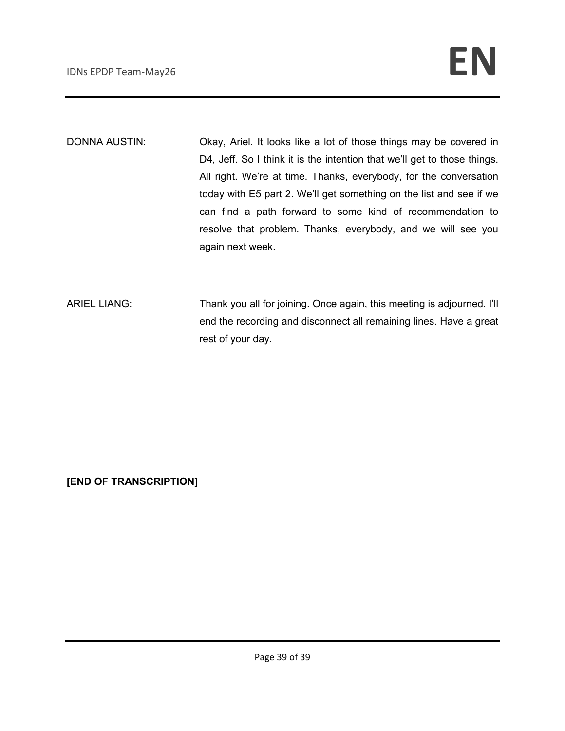DONNA AUSTIN: Okay, Ariel. It looks like a lot of those things may be covered in D4, Jeff. So I think it is the intention that we'll get to those things. All right. We're at time. Thanks, everybody, for the conversation today with E5 part 2. We'll get something on the list and see if we can find a path forward to some kind of recommendation to resolve that problem. Thanks, everybody, and we will see you again next week.

ARIEL LIANG: Thank you all for joining. Once again, this meeting is adjourned. I'll end the recording and disconnect all remaining lines. Have a great rest of your day.

**[END OF TRANSCRIPTION]**